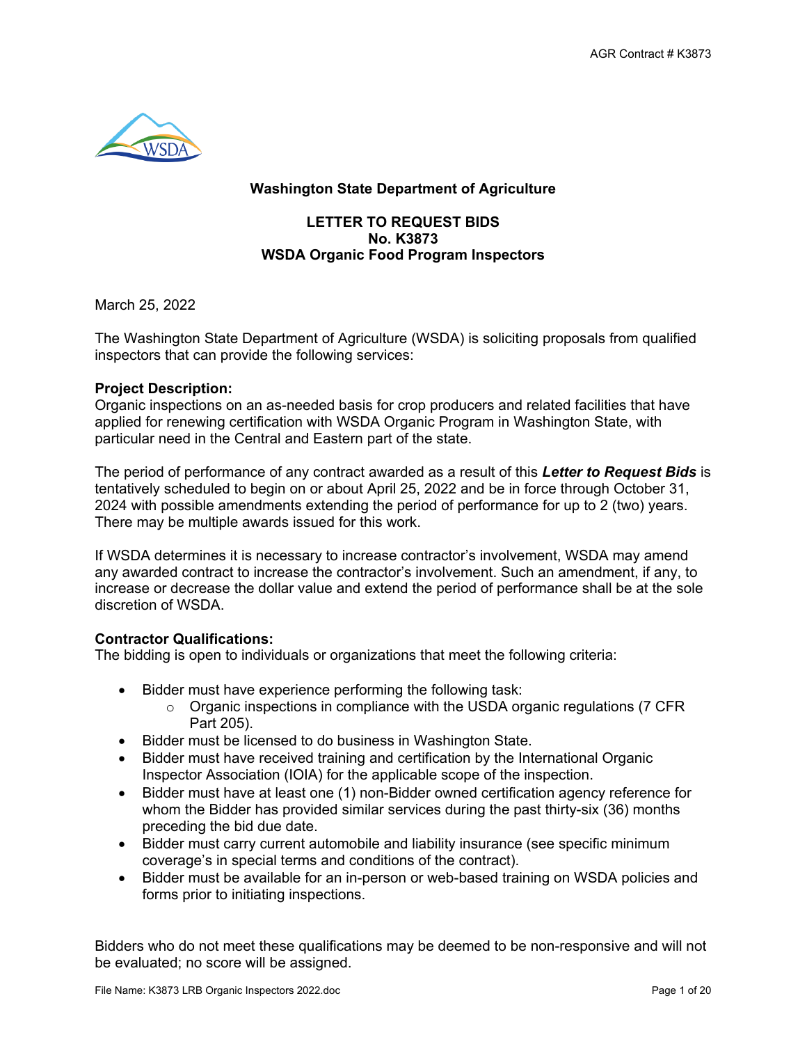**Washington State Department of Agriculture**

**LETTER TO REQUEST BIDS**
**No. K3873**
**WSDA Organic Food Program Inspectors**

March 25, 2022

The Washington State Department of Agriculture (WSDA) is soliciting proposals from qualified inspectors that can provide the following services:

**Project Description:**
Organic inspections on an as-needed basis for crop producers and related facilities that have applied for renewing certification with WSDA Organic Program in Washington State, with particular need in the Central and Eastern part of the state.

The period of performance of any contract awarded as a result of this ***Letter to Request Bids*** is tentatively scheduled to begin on or about April 25, 2022 and be in force through October 31, 2024 with possible amendments extending the period of performance for up to 2 (two) years. There may be multiple awards issued for this work.

If WSDA determines it is necessary to increase contractor's involvement, WSDA may amend any awarded contract to increase the contractor's involvement. Such an amendment, if any, to increase or decrease the dollar value and extend the period of performance shall be at the sole discretion of WSDA.

**Contractor Qualifications:**
The bidding is open to individuals or organizations that meet the following criteria:

- Bidder must have experience performing the following task:
  - Organic inspections in compliance with the USDA organic regulations (7 CFR Part 205).
- Bidder must be licensed to do business in Washington State.
- Bidder must have received training and certification by the International Organic Inspector Association (IOIA) for the applicable scope of the inspection.
- Bidder must have at least one (1) non-Bidder owned certification agency reference for whom the Bidder has provided similar services during the past thirty-six (36) months preceding the bid due date.
- Bidder must carry current automobile and liability insurance (see specific minimum coverage's in special terms and conditions of the contract).
- Bidder must be available for an in-person or web-based training on WSDA policies and forms prior to initiating inspections.

Bidders who do not meet these qualifications may be deemed to be non-responsive and will not be evaluated; no score will be assigned.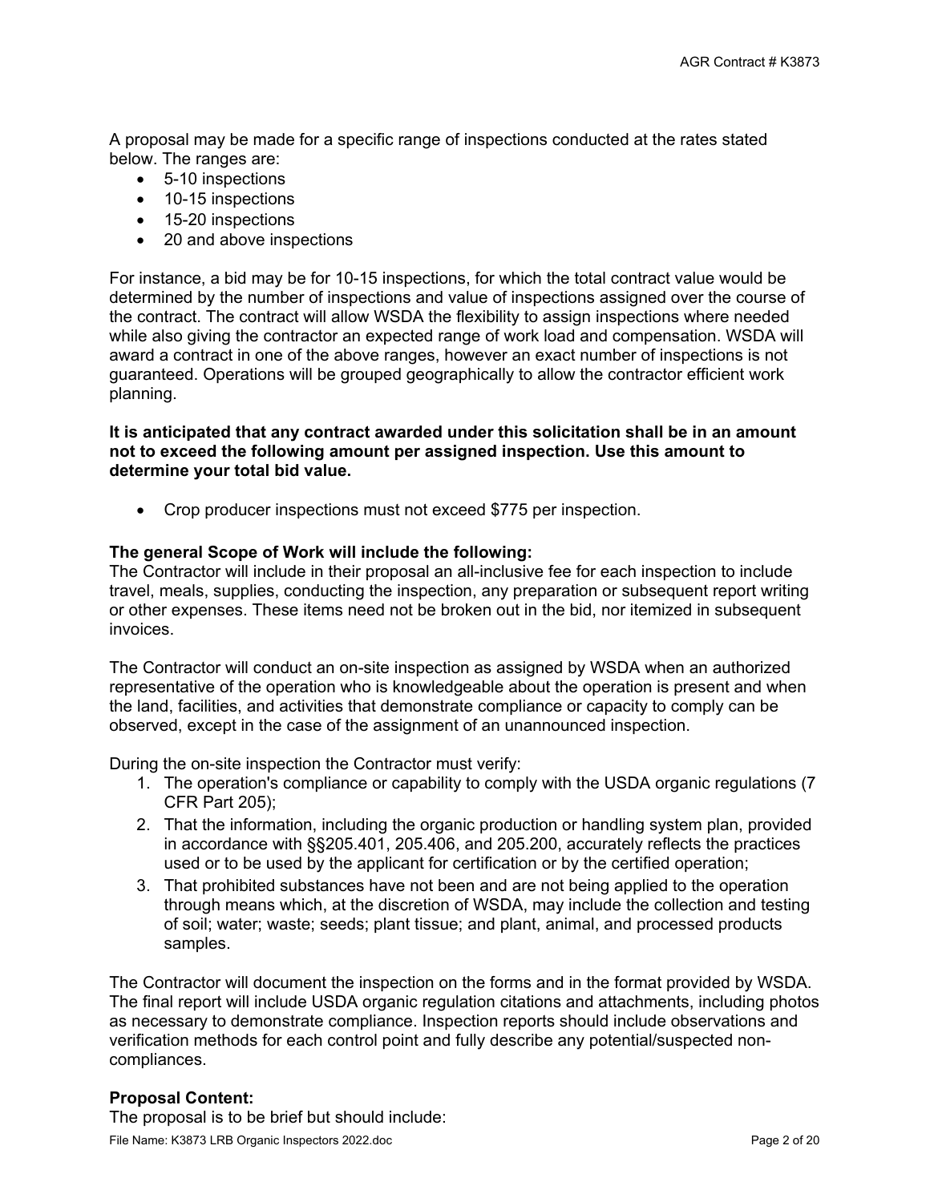A proposal may be made for a specific range of inspections conducted at the rates stated below. The ranges are:

- 5-10 inspections
- 10-15 inspections
- 15-20 inspections
- 20 and above inspections

For instance, a bid may be for 10-15 inspections, for which the total contract value would be determined by the number of inspections and value of inspections assigned over the course of the contract. The contract will allow WSDA the flexibility to assign inspections where needed while also giving the contractor an expected range of work load and compensation. WSDA will award a contract in one of the above ranges, however an exact number of inspections is not guaranteed. Operations will be grouped geographically to allow the contractor efficient work planning.

**It is anticipated that any contract awarded under this solicitation shall be in an amount not to exceed the following amount per assigned inspection. Use this amount to determine your total bid value.**

- Crop producer inspections must not exceed $775 per inspection.

**The general Scope of Work will include the following:**

The Contractor will include in their proposal an all-inclusive fee for each inspection to include travel, meals, supplies, conducting the inspection, any preparation or subsequent report writing or other expenses. These items need not be broken out in the bid, nor itemized in subsequent invoices.

The Contractor will conduct an on-site inspection as assigned by WSDA when an authorized representative of the operation who is knowledgeable about the operation is present and when the land, facilities, and activities that demonstrate compliance or capacity to comply can be observed, except in the case of the assignment of an unannounced inspection.

During the on-site inspection the Contractor must verify:

1. The operation's compliance or capability to comply with the USDA organic regulations (7 CFR Part 205);
2. That the information, including the organic production or handling system plan, provided in accordance with §§205.401, 205.406, and 205.200, accurately reflects the practices used or to be used by the applicant for certification or by the certified operation;
3. That prohibited substances have not been and are not being applied to the operation through means which, at the discretion of WSDA, may include the collection and testing of soil; water; waste; seeds; plant tissue; and plant, animal, and processed products samples.

The Contractor will document the inspection on the forms and in the format provided by WSDA. The final report will include USDA organic regulation citations and attachments, including photos as necessary to demonstrate compliance. Inspection reports should include observations and verification methods for each control point and fully describe any potential/suspected non-compliances.

**Proposal Content:**

The proposal is to be brief but should include: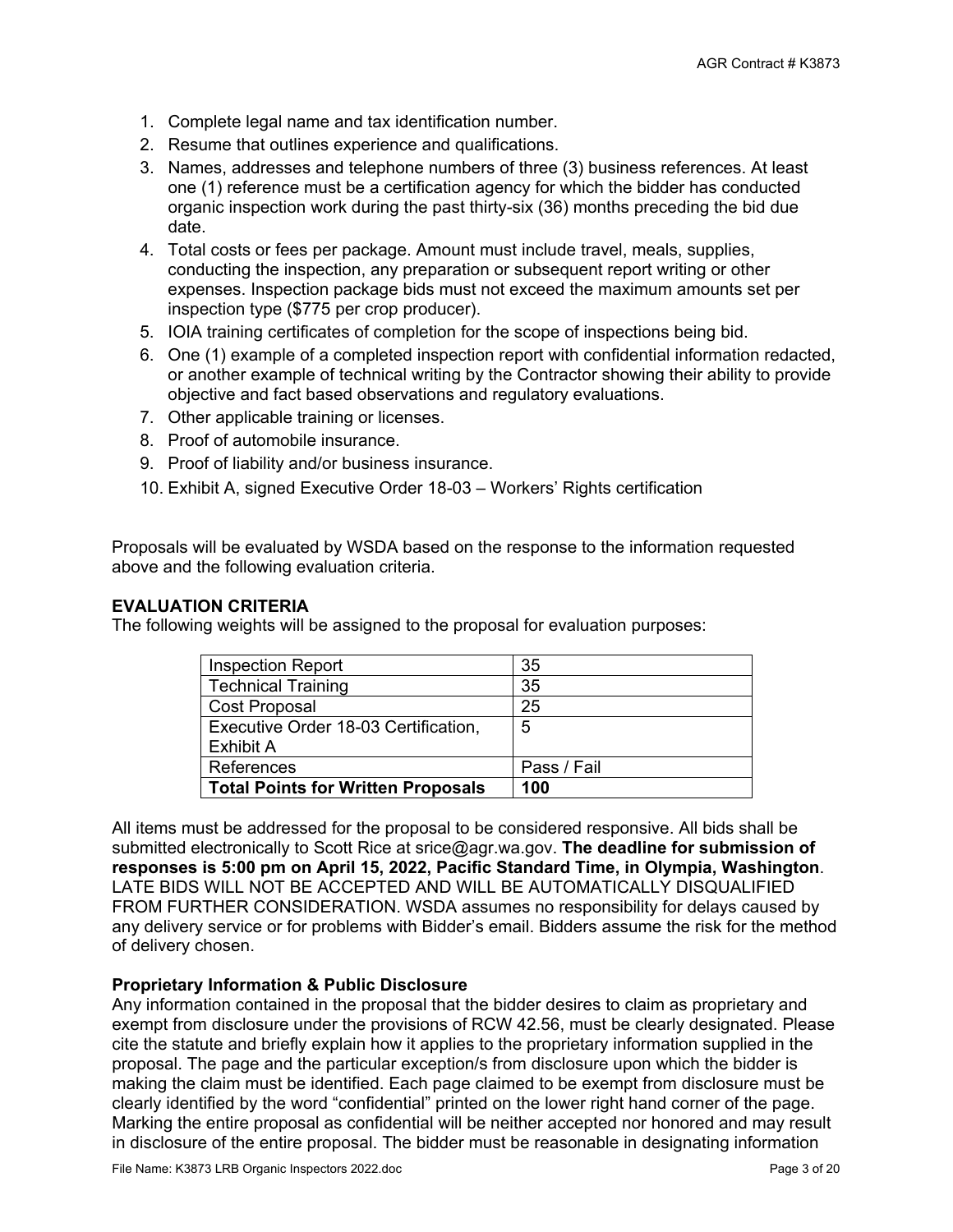1. Complete legal name and tax identification number.
2. Resume that outlines experience and qualifications.
3. Names, addresses and telephone numbers of three (3) business references. At least one (1) reference must be a certification agency for which the bidder has conducted organic inspection work during the past thirty-six (36) months preceding the bid due date.
4. Total costs or fees per package. Amount must include travel, meals, supplies, conducting the inspection, any preparation or subsequent report writing or other expenses. Inspection package bids must not exceed the maximum amounts set per inspection type ($775 per crop producer).
5. IOIA training certificates of completion for the scope of inspections being bid.
6. One (1) example of a completed inspection report with confidential information redacted, or another example of technical writing by the Contractor showing their ability to provide objective and fact based observations and regulatory evaluations.
7. Other applicable training or licenses.
8. Proof of automobile insurance.
9. Proof of liability and/or business insurance.
10. Exhibit A, signed Executive Order 18-03 – Workers' Rights certification

Proposals will be evaluated by WSDA based on the response to the information requested above and the following evaluation criteria.

**EVALUATION CRITERIA**

The following weights will be assigned to the proposal for evaluation purposes:

| Inspection Report | 35 |
|---|---|
| Technical Training | 35 |
| Cost Proposal | 25 |
| Executive Order 18-03 Certification, Exhibit A | 5 |
| References | Pass / Fail |
| **Total Points for Written Proposals** | **100** |

All items must be addressed for the proposal to be considered responsive. All bids shall be submitted electronically to Scott Rice at srice@agr.wa.gov. **The deadline for submission of responses is 5:00 pm on April 15, 2022, Pacific Standard Time, in Olympia, Washington**. LATE BIDS WILL NOT BE ACCEPTED AND WILL BE AUTOMATICALLY DISQUALIFIED FROM FURTHER CONSIDERATION. WSDA assumes no responsibility for delays caused by any delivery service or for problems with Bidder's email. Bidders assume the risk for the method of delivery chosen.

**Proprietary Information & Public Disclosure**

Any information contained in the proposal that the bidder desires to claim as proprietary and exempt from disclosure under the provisions of RCW 42.56, must be clearly designated. Please cite the statute and briefly explain how it applies to the proprietary information supplied in the proposal. The page and the particular exception/s from disclosure upon which the bidder is making the claim must be identified. Each page claimed to be exempt from disclosure must be clearly identified by the word "confidential" printed on the lower right hand corner of the page. Marking the entire proposal as confidential will be neither accepted nor honored and may result in disclosure of the entire proposal. The bidder must be reasonable in designating information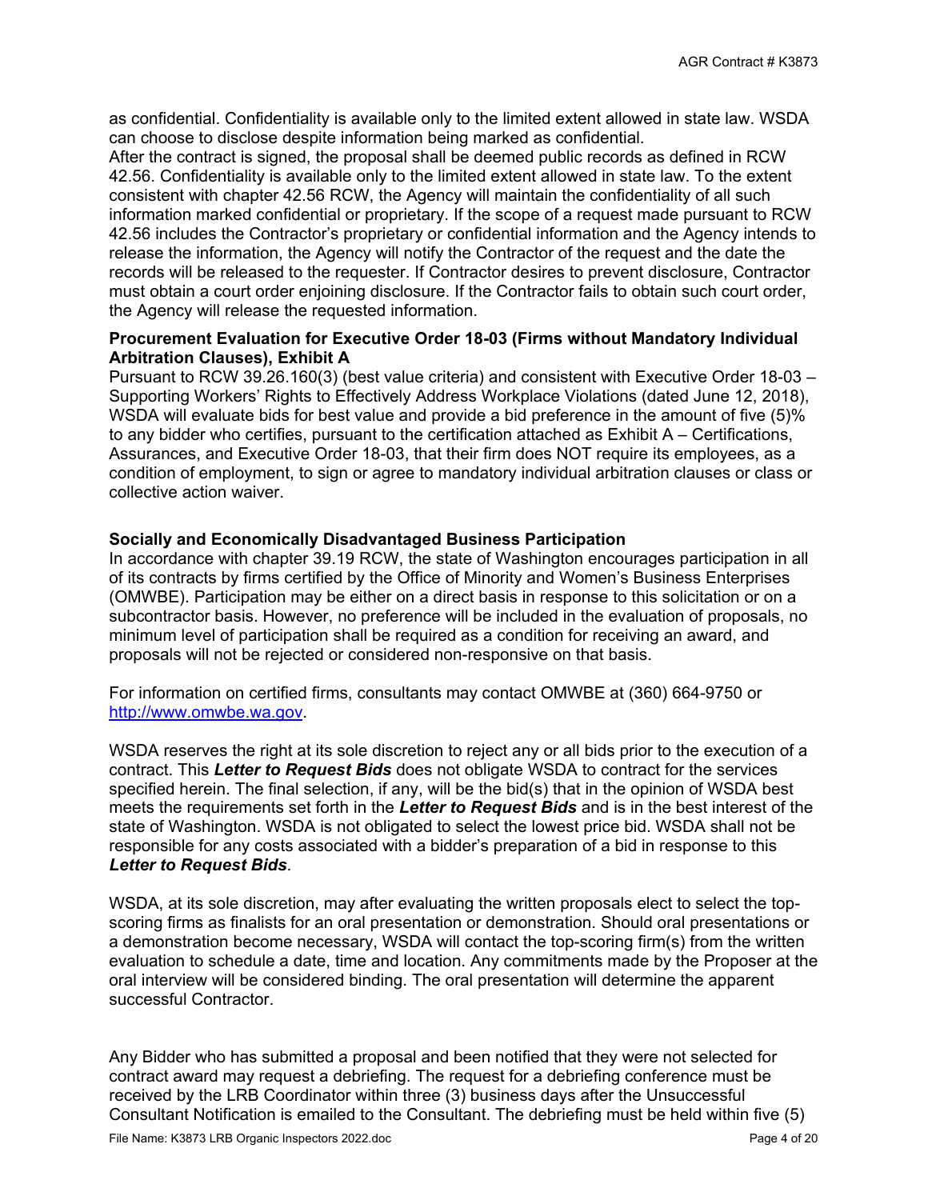as confidential. Confidentiality is available only to the limited extent allowed in state law. WSDA can choose to disclose despite information being marked as confidential.
After the contract is signed, the proposal shall be deemed public records as defined in RCW 42.56. Confidentiality is available only to the limited extent allowed in state law. To the extent consistent with chapter 42.56 RCW, the Agency will maintain the confidentiality of all such information marked confidential or proprietary. If the scope of a request made pursuant to RCW 42.56 includes the Contractor's proprietary or confidential information and the Agency intends to release the information, the Agency will notify the Contractor of the request and the date the records will be released to the requester. If Contractor desires to prevent disclosure, Contractor must obtain a court order enjoining disclosure. If the Contractor fails to obtain such court order, the Agency will release the requested information.

**Procurement Evaluation for Executive Order 18-03 (Firms without Mandatory Individual Arbitration Clauses), Exhibit A**
Pursuant to RCW 39.26.160(3) (best value criteria) and consistent with Executive Order 18-03 – Supporting Workers' Rights to Effectively Address Workplace Violations (dated June 12, 2018), WSDA will evaluate bids for best value and provide a bid preference in the amount of five (5)% to any bidder who certifies, pursuant to the certification attached as Exhibit A – Certifications, Assurances, and Executive Order 18-03, that their firm does NOT require its employees, as a condition of employment, to sign or agree to mandatory individual arbitration clauses or class or collective action waiver.

**Socially and Economically Disadvantaged Business Participation**
In accordance with chapter 39.19 RCW, the state of Washington encourages participation in all of its contracts by firms certified by the Office of Minority and Women's Business Enterprises (OMWBE). Participation may be either on a direct basis in response to this solicitation or on a subcontractor basis. However, no preference will be included in the evaluation of proposals, no minimum level of participation shall be required as a condition for receiving an award, and proposals will not be rejected or considered non-responsive on that basis.

For information on certified firms, consultants may contact OMWBE at (360) 664-9750 or [http://www.omwbe.wa.gov](http://www.omwbe.wa.gov).

WSDA reserves the right at its sole discretion to reject any or all bids prior to the execution of a contract. This ***Letter to Request Bids*** does not obligate WSDA to contract for the services specified herein. The final selection, if any, will be the bid(s) that in the opinion of WSDA best meets the requirements set forth in the ***Letter to Request Bids*** and is in the best interest of the state of Washington. WSDA is not obligated to select the lowest price bid. WSDA shall not be responsible for any costs associated with a bidder's preparation of a bid in response to this ***Letter to Request Bids***.

WSDA, at its sole discretion, may after evaluating the written proposals elect to select the top-scoring firms as finalists for an oral presentation or demonstration. Should oral presentations or a demonstration become necessary, WSDA will contact the top-scoring firm(s) from the written evaluation to schedule a date, time and location. Any commitments made by the Proposer at the oral interview will be considered binding. The oral presentation will determine the apparent successful Contractor.

Any Bidder who has submitted a proposal and been notified that they were not selected for contract award may request a debriefing. The request for a debriefing conference must be received by the LRB Coordinator within three (3) business days after the Unsuccessful Consultant Notification is emailed to the Consultant. The debriefing must be held within five (5)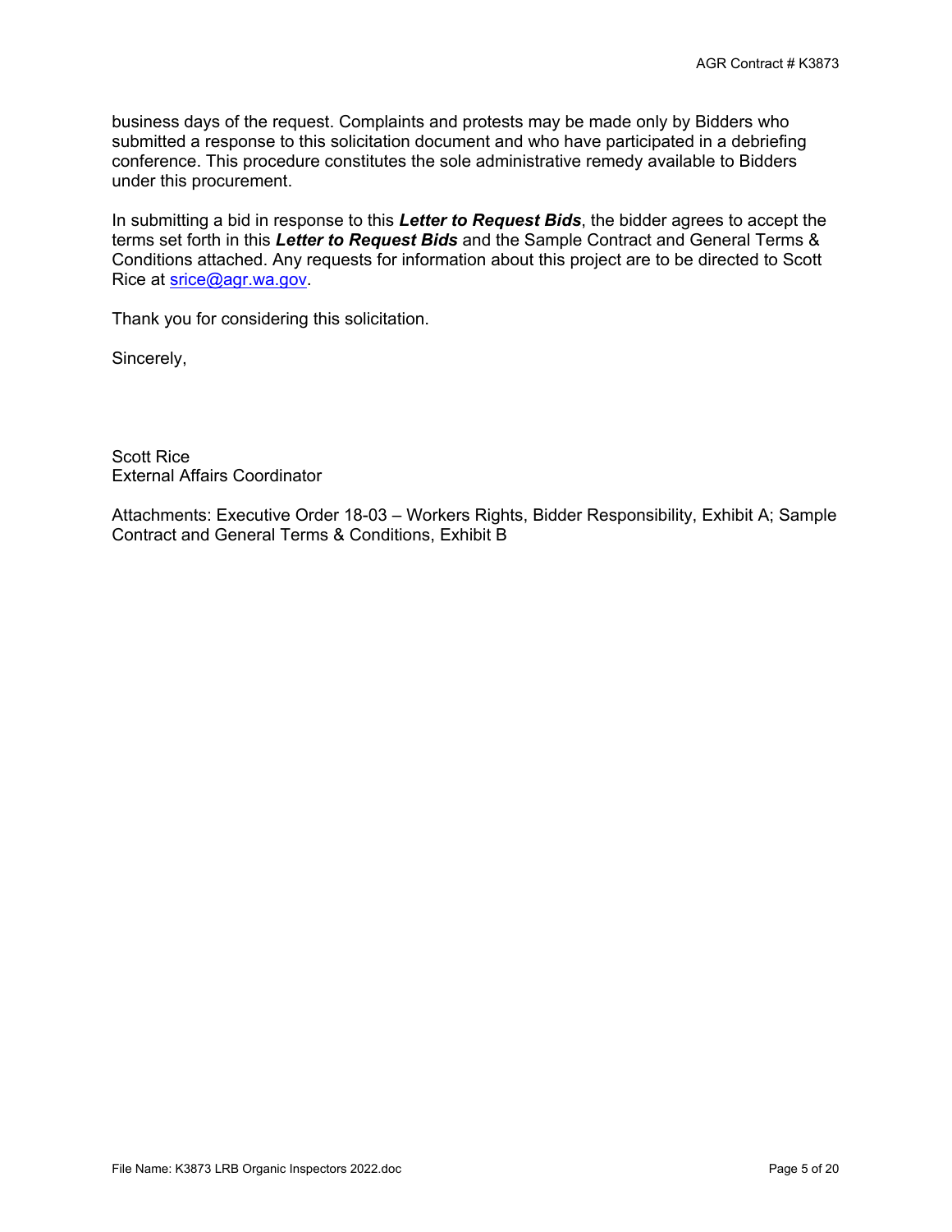business days of the request. Complaints and protests may be made only by Bidders who submitted a response to this solicitation document and who have participated in a debriefing conference. This procedure constitutes the sole administrative remedy available to Bidders under this procurement.

In submitting a bid in response to this ***Letter to Request Bids***, the bidder agrees to accept the terms set forth in this ***Letter to Request Bids*** and the Sample Contract and General Terms & Conditions attached. Any requests for information about this project are to be directed to Scott Rice at srice@agr.wa.gov.

Thank you for considering this solicitation.

Sincerely,

Scott Rice
External Affairs Coordinator

Attachments: Executive Order 18-03 – Workers Rights, Bidder Responsibility, Exhibit A; Sample Contract and General Terms & Conditions, Exhibit B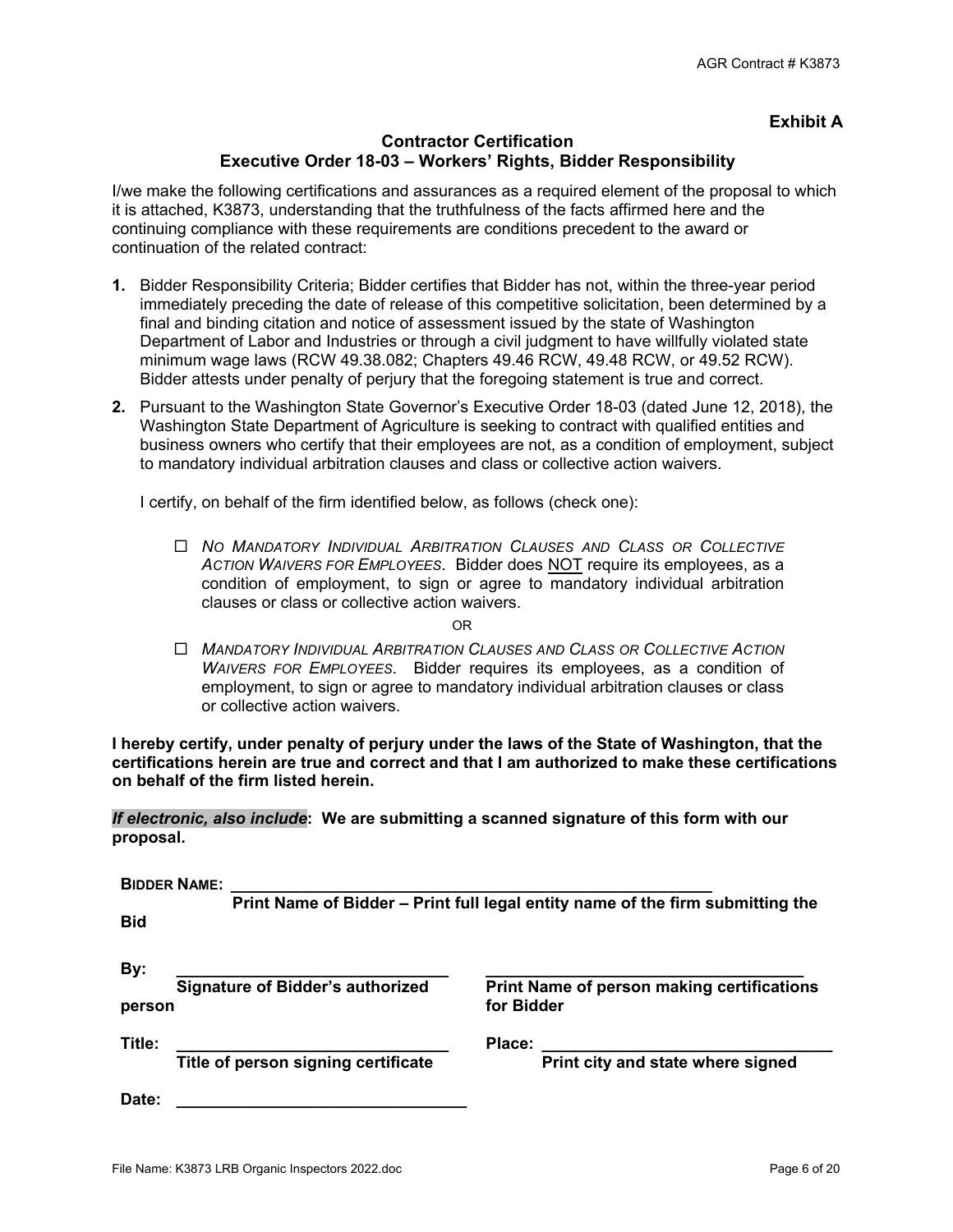**Exhibit A**

## Contractor Certification
## Executive Order 18-03 – Workers' Rights, Bidder Responsibility

I/we make the following certifications and assurances as a required element of the proposal to which it is attached, K3873, understanding that the truthfulness of the facts affirmed here and the continuing compliance with these requirements are conditions precedent to the award or continuation of the related contract:

1. Bidder Responsibility Criteria; Bidder certifies that Bidder has not, within the three-year period immediately preceding the date of release of this competitive solicitation, been determined by a final and binding citation and notice of assessment issued by the state of Washington Department of Labor and Industries or through a civil judgment to have willfully violated state minimum wage laws (RCW 49.38.082; Chapters 49.46 RCW, 49.48 RCW, or 49.52 RCW). Bidder attests under penalty of perjury that the foregoing statement is true and correct.

2. Pursuant to the Washington State Governor's Executive Order 18-03 (dated June 12, 2018), the Washington State Department of Agriculture is seeking to contract with qualified entities and business owners who certify that their employees are not, as a condition of employment, subject to mandatory individual arbitration clauses and class or collective action waivers.

   I certify, on behalf of the firm identified below, as follows (check one):

   ☐ *NO MANDATORY INDIVIDUAL ARBITRATION CLAUSES AND CLASS OR COLLECTIVE ACTION WAIVERS FOR EMPLOYEES*. Bidder does NOT require its employees, as a condition of employment, to sign or agree to mandatory individual arbitration clauses or class or collective action waivers.

   OR

   ☐ *MANDATORY INDIVIDUAL ARBITRATION CLAUSES AND CLASS OR COLLECTIVE ACTION WAIVERS FOR EMPLOYEES*. Bidder requires its employees, as a condition of employment, to sign or agree to mandatory individual arbitration clauses or class or collective action waivers.

**I hereby certify, under penalty of perjury under the laws of the State of Washington, that the certifications herein are true and correct and that I am authorized to make these certifications on behalf of the firm listed herein.**

***If electronic, also include*: We are submitting a scanned signature of this form with our proposal.**

**BIDDER NAME:** ______________________________________________________
**Print Name of Bidder – Print full legal entity name of the firm submitting the Bid**

**By:** ______________________________ ______________________________
**Signature of Bidder's authorized person** **Print Name of person making certifications for Bidder**

**Title:** ______________________________ **Place:** ______________________________
**Title of person signing certificate** **Print city and state where signed**

**Date:** ______________________________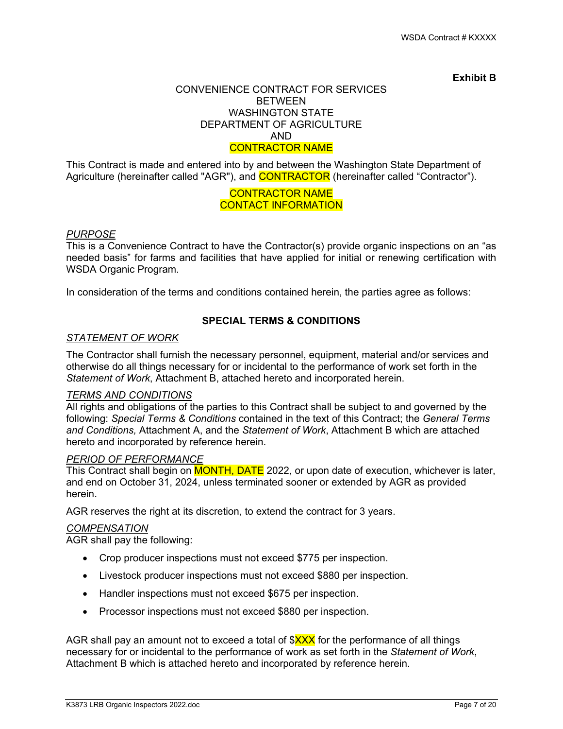**Exhibit B**

CONVENIENCE CONTRACT FOR SERVICES
BETWEEN
WASHINGTON STATE
DEPARTMENT OF AGRICULTURE
AND
CONTRACTOR NAME

This Contract is made and entered into by and between the Washington State Department of Agriculture (hereinafter called "AGR"), and CONTRACTOR (hereinafter called "Contractor").

CONTRACTOR NAME
CONTACT INFORMATION

*PURPOSE*

This is a Convenience Contract to have the Contractor(s) provide organic inspections on an "as needed basis" for farms and facilities that have applied for initial or renewing certification with WSDA Organic Program.

In consideration of the terms and conditions contained herein, the parties agree as follows:

## SPECIAL TERMS & CONDITIONS

*STATEMENT OF WORK*

The Contractor shall furnish the necessary personnel, equipment, material and/or services and otherwise do all things necessary for or incidental to the performance of work set forth in the *Statement of Work*, Attachment B, attached hereto and incorporated herein.

*TERMS AND CONDITIONS*

All rights and obligations of the parties to this Contract shall be subject to and governed by the following: *Special Terms & Conditions* contained in the text of this Contract; the *General Terms and Conditions,* Attachment A, and the *Statement of Work*, Attachment B which are attached hereto and incorporated by reference herein.

*PERIOD OF PERFORMANCE*

This Contract shall begin on MONTH, DATE 2022, or upon date of execution, whichever is later, and end on October 31, 2024, unless terminated sooner or extended by AGR as provided herein.

AGR reserves the right at its discretion, to extend the contract for 3 years.

*COMPENSATION*

AGR shall pay the following:

- Crop producer inspections must not exceed $775 per inspection.
- Livestock producer inspections must not exceed $880 per inspection.
- Handler inspections must not exceed $675 per inspection.
- Processor inspections must not exceed $880 per inspection.

AGR shall pay an amount not to exceed a total of $XXX for the performance of all things necessary for or incidental to the performance of work as set forth in the *Statement of Work*, Attachment B which is attached hereto and incorporated by reference herein.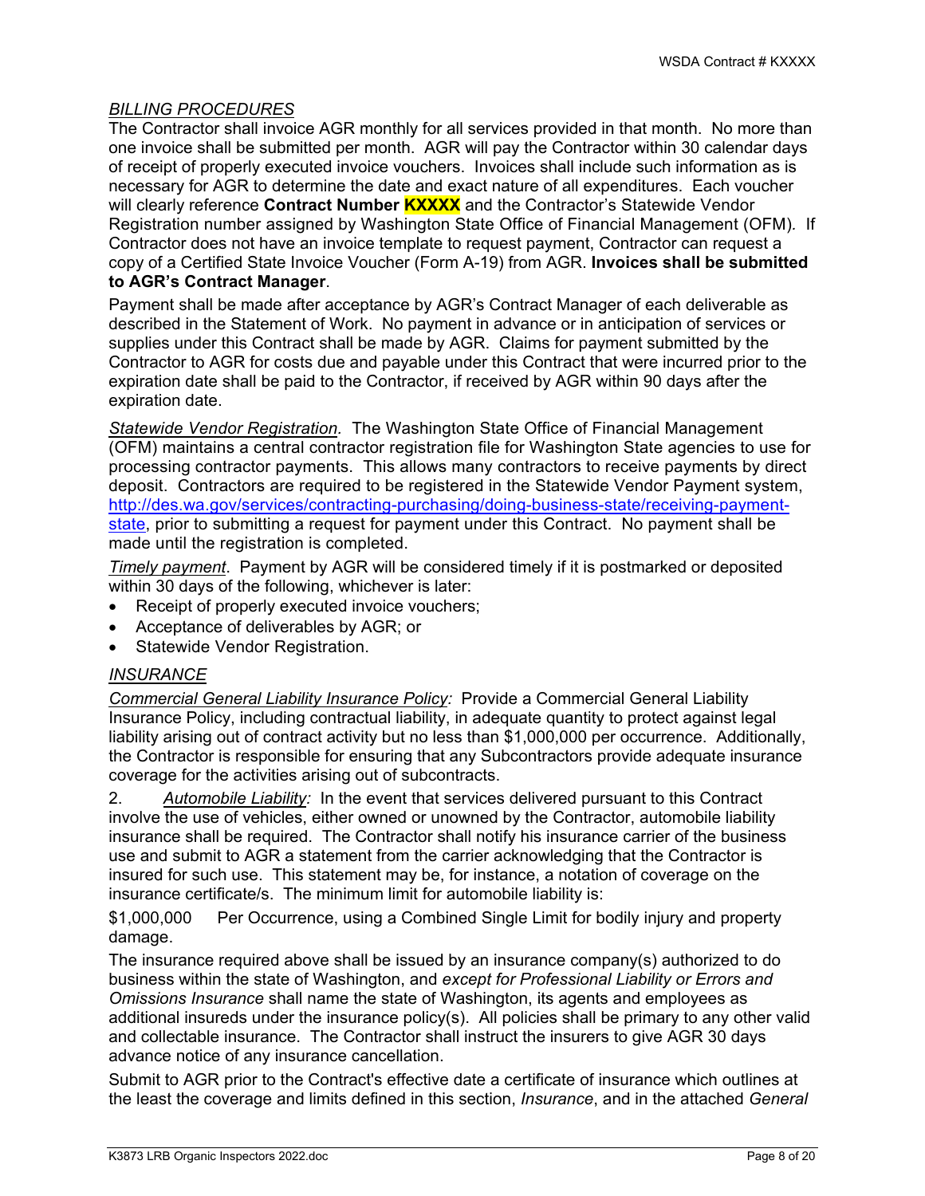## *BILLING PROCEDURES*

The Contractor shall invoice AGR monthly for all services provided in that month. No more than one invoice shall be submitted per month. AGR will pay the Contractor within 30 calendar days of receipt of properly executed invoice vouchers. Invoices shall include such information as is necessary for AGR to determine the date and exact nature of all expenditures. Each voucher will clearly reference **Contract Number KXXXX** and the Contractor's Statewide Vendor Registration number assigned by Washington State Office of Financial Management (OFM)*.* If Contractor does not have an invoice template to request payment, Contractor can request a copy of a Certified State Invoice Voucher (Form A-19) from AGR. **Invoices shall be submitted to AGR's Contract Manager**.

Payment shall be made after acceptance by AGR's Contract Manager of each deliverable as described in the Statement of Work. No payment in advance or in anticipation of services or supplies under this Contract shall be made by AGR. Claims for payment submitted by the Contractor to AGR for costs due and payable under this Contract that were incurred prior to the expiration date shall be paid to the Contractor, if received by AGR within 90 days after the expiration date.

*Statewide Vendor Registration.* The Washington State Office of Financial Management (OFM) maintains a central contractor registration file for Washington State agencies to use for processing contractor payments. This allows many contractors to receive payments by direct deposit. Contractors are required to be registered in the Statewide Vendor Payment system, http://des.wa.gov/services/contracting-purchasing/doing-business-state/receiving-payment-state, prior to submitting a request for payment under this Contract. No payment shall be made until the registration is completed.

*Timely payment*. Payment by AGR will be considered timely if it is postmarked or deposited within 30 days of the following, whichever is later:

- Receipt of properly executed invoice vouchers;
- Acceptance of deliverables by AGR; or
- Statewide Vendor Registration.

## *INSURANCE*

*Commercial General Liability Insurance Policy:* Provide a Commercial General Liability Insurance Policy, including contractual liability, in adequate quantity to protect against legal liability arising out of contract activity but no less than $1,000,000 per occurrence. Additionally, the Contractor is responsible for ensuring that any Subcontractors provide adequate insurance coverage for the activities arising out of subcontracts.

2. *Automobile Liability:* In the event that services delivered pursuant to this Contract involve the use of vehicles, either owned or unowned by the Contractor, automobile liability insurance shall be required. The Contractor shall notify his insurance carrier of the business use and submit to AGR a statement from the carrier acknowledging that the Contractor is insured for such use. This statement may be, for instance, a notation of coverage on the insurance certificate/s. The minimum limit for automobile liability is:

$1,000,000 Per Occurrence, using a Combined Single Limit for bodily injury and property damage.

The insurance required above shall be issued by an insurance company(s) authorized to do business within the state of Washington, and *except for Professional Liability or Errors and Omissions Insurance* shall name the state of Washington, its agents and employees as additional insureds under the insurance policy(s). All policies shall be primary to any other valid and collectable insurance. The Contractor shall instruct the insurers to give AGR 30 days advance notice of any insurance cancellation.

Submit to AGR prior to the Contract's effective date a certificate of insurance which outlines at the least the coverage and limits defined in this section, *Insurance*, and in the attached *General*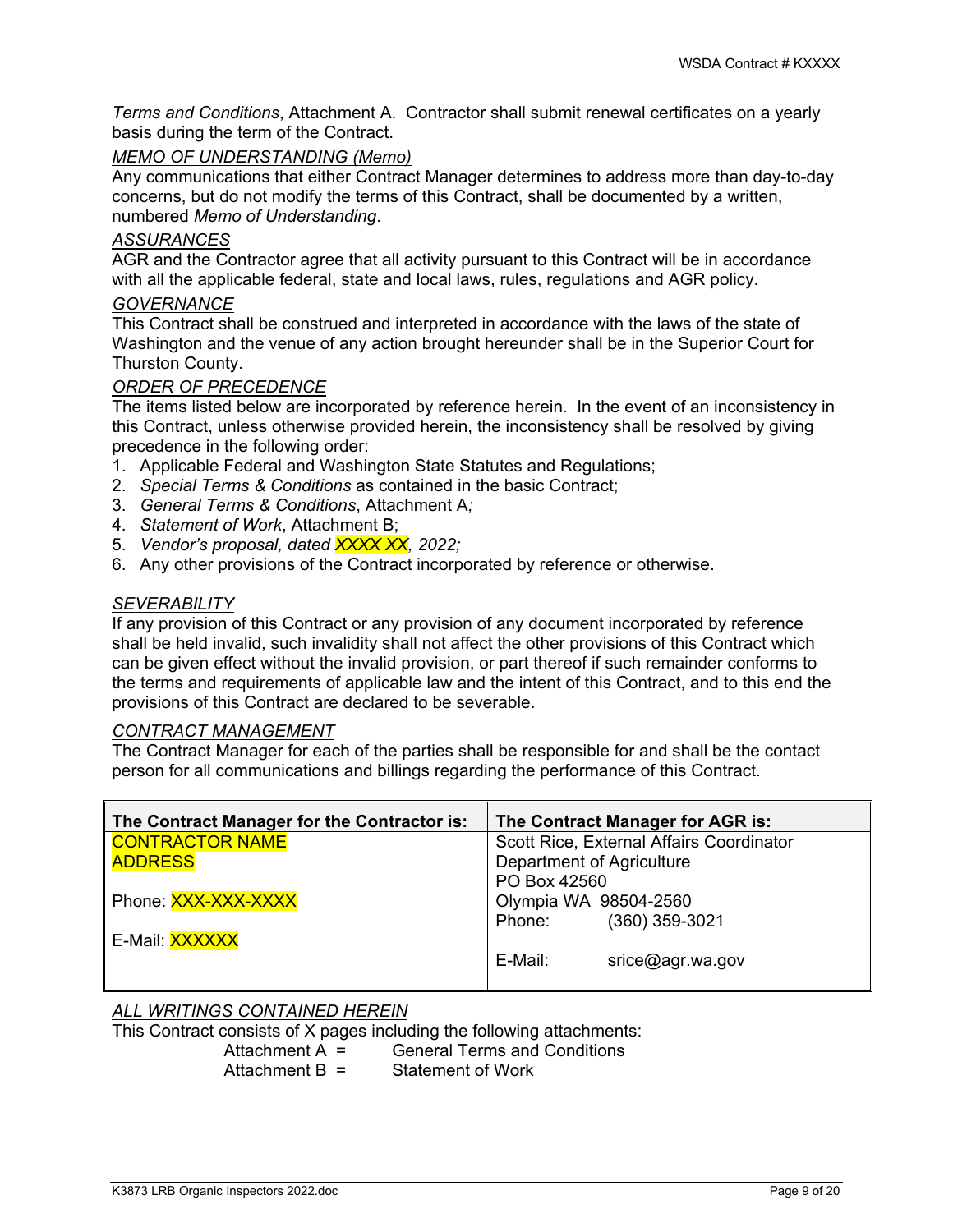*Terms and Conditions*, Attachment A. Contractor shall submit renewal certificates on a yearly basis during the term of the Contract.

*MEMO OF UNDERSTANDING (Memo)*

Any communications that either Contract Manager determines to address more than day-to-day concerns, but do not modify the terms of this Contract, shall be documented by a written, numbered *Memo of Understanding*.

*ASSURANCES*

AGR and the Contractor agree that all activity pursuant to this Contract will be in accordance with all the applicable federal, state and local laws, rules, regulations and AGR policy.

*GOVERNANCE*

This Contract shall be construed and interpreted in accordance with the laws of the state of Washington and the venue of any action brought hereunder shall be in the Superior Court for Thurston County.

*ORDER OF PRECEDENCE*

The items listed below are incorporated by reference herein. In the event of an inconsistency in this Contract, unless otherwise provided herein, the inconsistency shall be resolved by giving precedence in the following order:

1. Applicable Federal and Washington State Statutes and Regulations;
2. *Special Terms & Conditions* as contained in the basic Contract;
3. *General Terms & Conditions*, Attachment A*;*
4. *Statement of Work*, Attachment B;
5. *Vendor's proposal, dated XXXX XX, 2022;*
6. Any other provisions of the Contract incorporated by reference or otherwise.

*SEVERABILITY*

If any provision of this Contract or any provision of any document incorporated by reference shall be held invalid, such invalidity shall not affect the other provisions of this Contract which can be given effect without the invalid provision, or part thereof if such remainder conforms to the terms and requirements of applicable law and the intent of this Contract, and to this end the provisions of this Contract are declared to be severable.

*CONTRACT MANAGEMENT*

The Contract Manager for each of the parties shall be responsible for and shall be the contact person for all communications and billings regarding the performance of this Contract.

| The Contract Manager for the Contractor is: | The Contract Manager for AGR is: |
|---|---|
| CONTRACTOR NAME<br>ADDRESS<br><br>Phone: XXX-XXX-XXXX<br><br>E-Mail: XXXXXX | Scott Rice, External Affairs Coordinator<br>Department of Agriculture<br>PO Box 42560<br>Olympia WA 98504-2560<br>Phone: (360) 359-3021<br><br>E-Mail: srice@agr.wa.gov |

*ALL WRITINGS CONTAINED HEREIN*

This Contract consists of X pages including the following attachments:

Attachment A = General Terms and Conditions
Attachment B = Statement of Work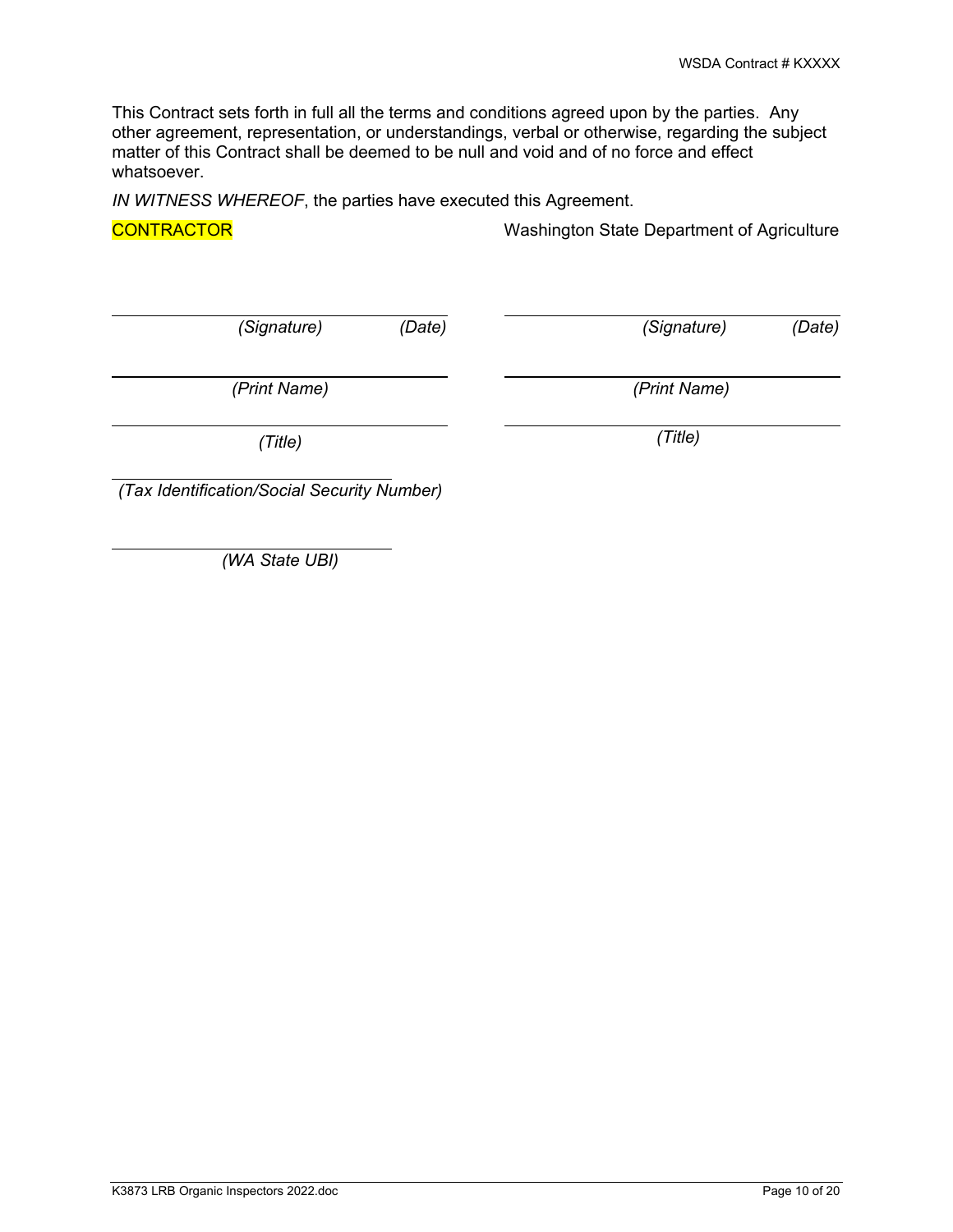This Contract sets forth in full all the terms and conditions agreed upon by the parties. Any other agreement, representation, or understandings, verbal or otherwise, regarding the subject matter of this Contract shall be deemed to be null and void and of no force and effect whatsoever.

*IN WITNESS WHEREOF*, the parties have executed this Agreement.

| CONTRACTOR | Washington State Department of Agriculture |
| --- | --- |
| \_\_\_\_\_\_\_\_\_\_\_\_\_\_\_\_\_\_\_\_\_\_\_\_\_\_\_\_\_\_ | \_\_\_\_\_\_\_\_\_\_\_\_\_\_\_\_\_\_\_\_\_\_\_\_\_\_\_\_\_\_ |
| *(Signature)* *(Date)* | *(Signature)* *(Date)* |
| \_\_\_\_\_\_\_\_\_\_\_\_\_\_\_\_\_\_\_\_\_\_\_\_\_\_\_\_\_\_ | \_\_\_\_\_\_\_\_\_\_\_\_\_\_\_\_\_\_\_\_\_\_\_\_\_\_\_\_\_\_ |
| *(Print Name)* | *(Print Name)* |
| \_\_\_\_\_\_\_\_\_\_\_\_\_\_\_\_\_\_\_\_\_\_\_\_\_\_\_\_\_\_ | \_\_\_\_\_\_\_\_\_\_\_\_\_\_\_\_\_\_\_\_\_\_\_\_\_\_\_\_\_\_ |
| *(Title)* | *(Title)* |
| \_\_\_\_\_\_\_\_\_\_\_\_\_\_\_\_\_\_\_\_\_\_\_\_\_\_\_\_\_\_ | |
| *(Tax Identification/Social Security Number)* | |
| \_\_\_\_\_\_\_\_\_\_\_\_\_\_\_\_\_\_\_\_\_\_\_\_\_\_\_\_\_\_ | |
| *(WA State UBI)* | |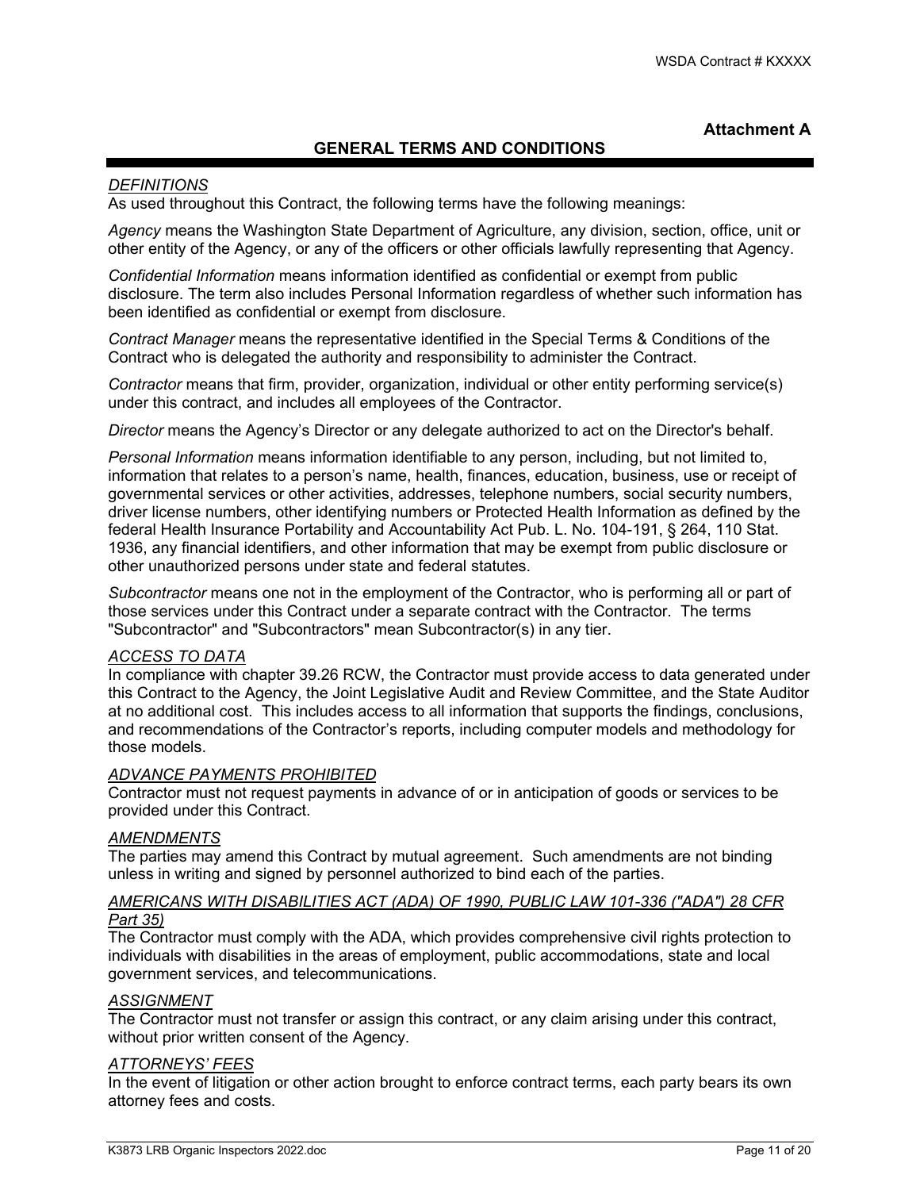**Attachment A**

## GENERAL TERMS AND CONDITIONS

*DEFINITIONS*

As used throughout this Contract, the following terms have the following meanings:

*Agency* means the Washington State Department of Agriculture, any division, section, office, unit or other entity of the Agency, or any of the officers or other officials lawfully representing that Agency.

*Confidential Information* means information identified as confidential or exempt from public disclosure. The term also includes Personal Information regardless of whether such information has been identified as confidential or exempt from disclosure.

*Contract Manager* means the representative identified in the Special Terms & Conditions of the Contract who is delegated the authority and responsibility to administer the Contract.

*Contractor* means that firm, provider, organization, individual or other entity performing service(s) under this contract, and includes all employees of the Contractor.

*Director* means the Agency's Director or any delegate authorized to act on the Director's behalf.

*Personal Information* means information identifiable to any person, including, but not limited to, information that relates to a person's name, health, finances, education, business, use or receipt of governmental services or other activities, addresses, telephone numbers, social security numbers, driver license numbers, other identifying numbers or Protected Health Information as defined by the federal Health Insurance Portability and Accountability Act Pub. L. No. 104-191, § 264, 110 Stat. 1936, any financial identifiers, and other information that may be exempt from public disclosure or other unauthorized persons under state and federal statutes.

*Subcontractor* means one not in the employment of the Contractor, who is performing all or part of those services under this Contract under a separate contract with the Contractor. The terms "Subcontractor" and "Subcontractors" mean Subcontractor(s) in any tier.

*ACCESS TO DATA*

In compliance with chapter 39.26 RCW, the Contractor must provide access to data generated under this Contract to the Agency, the Joint Legislative Audit and Review Committee, and the State Auditor at no additional cost. This includes access to all information that supports the findings, conclusions, and recommendations of the Contractor's reports, including computer models and methodology for those models.

*ADVANCE PAYMENTS PROHIBITED*

Contractor must not request payments in advance of or in anticipation of goods or services to be provided under this Contract.

*AMENDMENTS*

The parties may amend this Contract by mutual agreement. Such amendments are not binding unless in writing and signed by personnel authorized to bind each of the parties.

*AMERICANS WITH DISABILITIES ACT (ADA) OF 1990, PUBLIC LAW 101-336 ("ADA") 28 CFR Part 35)*

The Contractor must comply with the ADA, which provides comprehensive civil rights protection to individuals with disabilities in the areas of employment, public accommodations, state and local government services, and telecommunications.

*ASSIGNMENT*

The Contractor must not transfer or assign this contract, or any claim arising under this contract, without prior written consent of the Agency.

*ATTORNEYS' FEES*

In the event of litigation or other action brought to enforce contract terms, each party bears its own attorney fees and costs.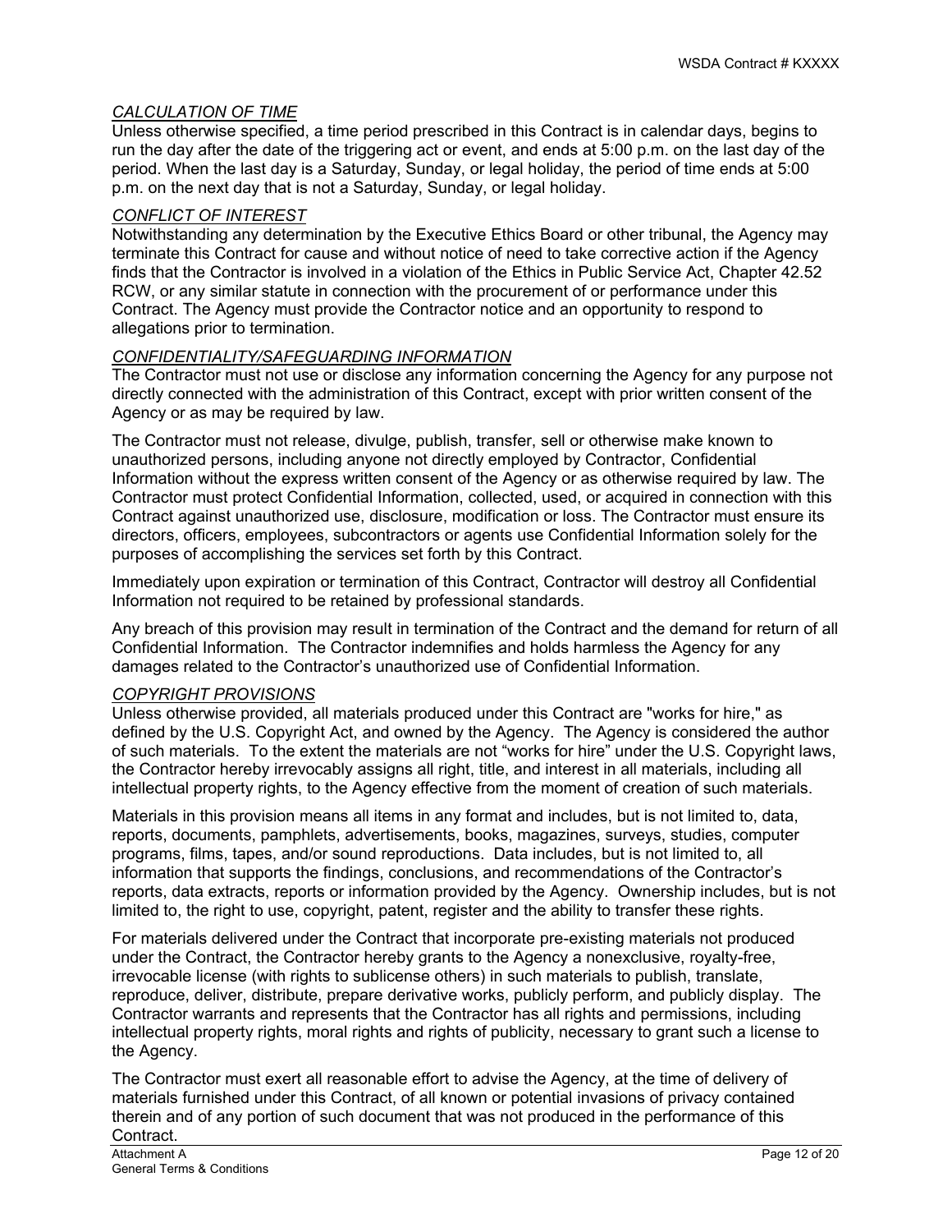*CALCULATION OF TIME*

Unless otherwise specified, a time period prescribed in this Contract is in calendar days, begins to run the day after the date of the triggering act or event, and ends at 5:00 p.m. on the last day of the period. When the last day is a Saturday, Sunday, or legal holiday, the period of time ends at 5:00 p.m. on the next day that is not a Saturday, Sunday, or legal holiday.

*CONFLICT OF INTEREST*

Notwithstanding any determination by the Executive Ethics Board or other tribunal, the Agency may terminate this Contract for cause and without notice of need to take corrective action if the Agency finds that the Contractor is involved in a violation of the Ethics in Public Service Act, Chapter 42.52 RCW, or any similar statute in connection with the procurement of or performance under this Contract. The Agency must provide the Contractor notice and an opportunity to respond to allegations prior to termination.

*CONFIDENTIALITY/SAFEGUARDING INFORMATION*

The Contractor must not use or disclose any information concerning the Agency for any purpose not directly connected with the administration of this Contract, except with prior written consent of the Agency or as may be required by law.

The Contractor must not release, divulge, publish, transfer, sell or otherwise make known to unauthorized persons, including anyone not directly employed by Contractor, Confidential Information without the express written consent of the Agency or as otherwise required by law. The Contractor must protect Confidential Information, collected, used, or acquired in connection with this Contract against unauthorized use, disclosure, modification or loss. The Contractor must ensure its directors, officers, employees, subcontractors or agents use Confidential Information solely for the purposes of accomplishing the services set forth by this Contract.

Immediately upon expiration or termination of this Contract, Contractor will destroy all Confidential Information not required to be retained by professional standards.

Any breach of this provision may result in termination of the Contract and the demand for return of all Confidential Information. The Contractor indemnifies and holds harmless the Agency for any damages related to the Contractor's unauthorized use of Confidential Information.

*COPYRIGHT PROVISIONS*

Unless otherwise provided, all materials produced under this Contract are "works for hire," as defined by the U.S. Copyright Act, and owned by the Agency. The Agency is considered the author of such materials. To the extent the materials are not "works for hire" under the U.S. Copyright laws, the Contractor hereby irrevocably assigns all right, title, and interest in all materials, including all intellectual property rights, to the Agency effective from the moment of creation of such materials.

Materials in this provision means all items in any format and includes, but is not limited to, data, reports, documents, pamphlets, advertisements, books, magazines, surveys, studies, computer programs, films, tapes, and/or sound reproductions. Data includes, but is not limited to, all information that supports the findings, conclusions, and recommendations of the Contractor's reports, data extracts, reports or information provided by the Agency. Ownership includes, but is not limited to, the right to use, copyright, patent, register and the ability to transfer these rights.

For materials delivered under the Contract that incorporate pre-existing materials not produced under the Contract, the Contractor hereby grants to the Agency a nonexclusive, royalty-free, irrevocable license (with rights to sublicense others) in such materials to publish, translate, reproduce, deliver, distribute, prepare derivative works, publicly perform, and publicly display. The Contractor warrants and represents that the Contractor has all rights and permissions, including intellectual property rights, moral rights and rights of publicity, necessary to grant such a license to the Agency.

The Contractor must exert all reasonable effort to advise the Agency, at the time of delivery of materials furnished under this Contract, of all known or potential invasions of privacy contained therein and of any portion of such document that was not produced in the performance of this Contract.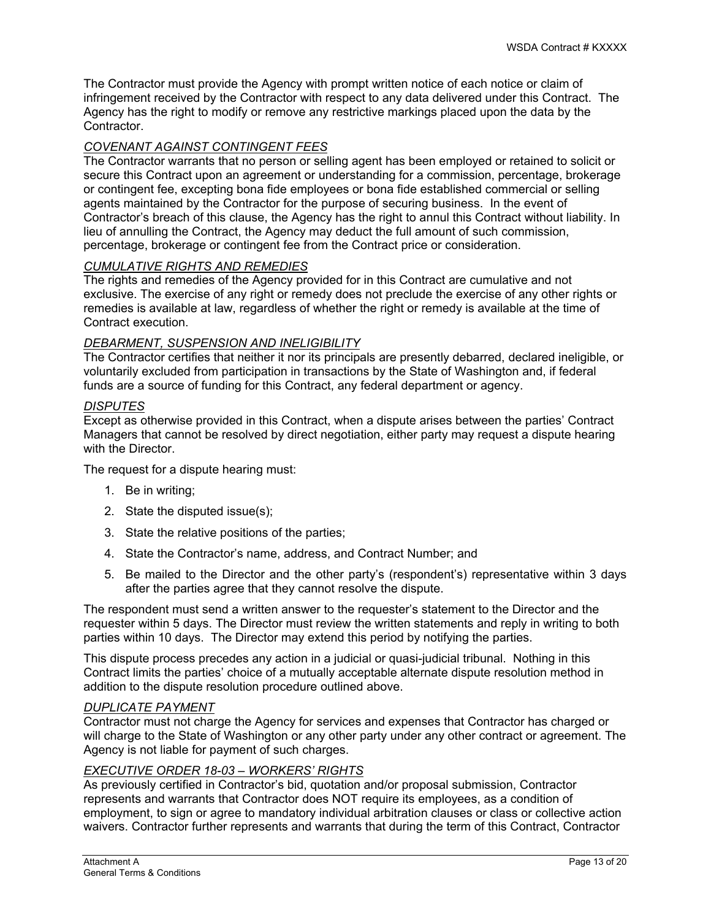The Contractor must provide the Agency with prompt written notice of each notice or claim of infringement received by the Contractor with respect to any data delivered under this Contract. The Agency has the right to modify or remove any restrictive markings placed upon the data by the Contractor.

*COVENANT AGAINST CONTINGENT FEES*

The Contractor warrants that no person or selling agent has been employed or retained to solicit or secure this Contract upon an agreement or understanding for a commission, percentage, brokerage or contingent fee, excepting bona fide employees or bona fide established commercial or selling agents maintained by the Contractor for the purpose of securing business. In the event of Contractor's breach of this clause, the Agency has the right to annul this Contract without liability. In lieu of annulling the Contract, the Agency may deduct the full amount of such commission, percentage, brokerage or contingent fee from the Contract price or consideration.

*CUMULATIVE RIGHTS AND REMEDIES*

The rights and remedies of the Agency provided for in this Contract are cumulative and not exclusive. The exercise of any right or remedy does not preclude the exercise of any other rights or remedies is available at law, regardless of whether the right or remedy is available at the time of Contract execution.

*DEBARMENT, SUSPENSION AND INELIGIBILITY*

The Contractor certifies that neither it nor its principals are presently debarred, declared ineligible, or voluntarily excluded from participation in transactions by the State of Washington and, if federal funds are a source of funding for this Contract, any federal department or agency.

*DISPUTES*

Except as otherwise provided in this Contract, when a dispute arises between the parties' Contract Managers that cannot be resolved by direct negotiation, either party may request a dispute hearing with the Director.

The request for a dispute hearing must:

1. Be in writing;
2. State the disputed issue(s);
3. State the relative positions of the parties;
4. State the Contractor's name, address, and Contract Number; and
5. Be mailed to the Director and the other party's (respondent's) representative within 3 days after the parties agree that they cannot resolve the dispute.

The respondent must send a written answer to the requester's statement to the Director and the requester within 5 days. The Director must review the written statements and reply in writing to both parties within 10 days. The Director may extend this period by notifying the parties.

This dispute process precedes any action in a judicial or quasi-judicial tribunal. Nothing in this Contract limits the parties' choice of a mutually acceptable alternate dispute resolution method in addition to the dispute resolution procedure outlined above.

*DUPLICATE PAYMENT*

Contractor must not charge the Agency for services and expenses that Contractor has charged or will charge to the State of Washington or any other party under any other contract or agreement. The Agency is not liable for payment of such charges.

*EXECUTIVE ORDER 18-03 – WORKERS' RIGHTS*

As previously certified in Contractor's bid, quotation and/or proposal submission, Contractor represents and warrants that Contractor does NOT require its employees, as a condition of employment, to sign or agree to mandatory individual arbitration clauses or class or collective action waivers. Contractor further represents and warrants that during the term of this Contract, Contractor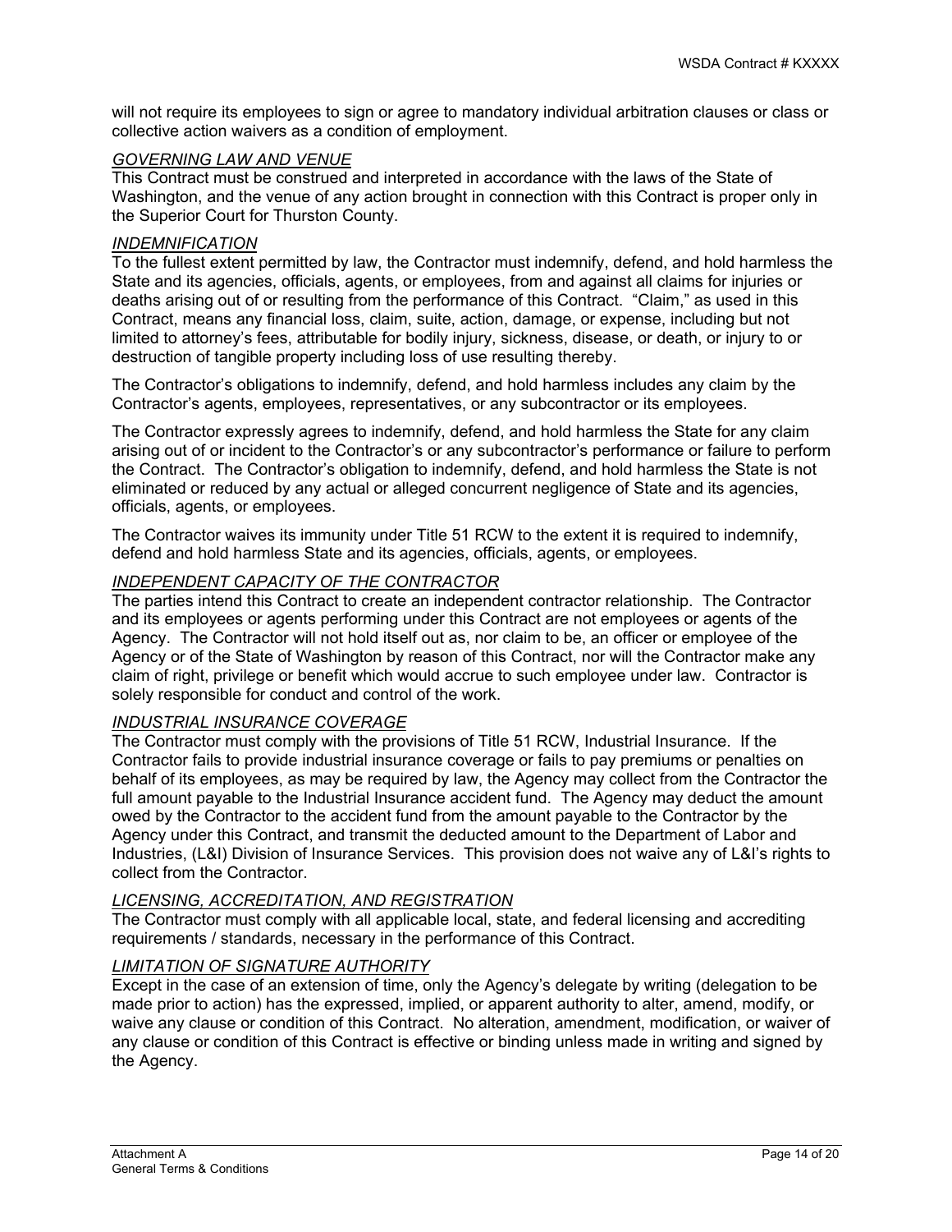will not require its employees to sign or agree to mandatory individual arbitration clauses or class or collective action waivers as a condition of employment.

*GOVERNING LAW AND VENUE*

This Contract must be construed and interpreted in accordance with the laws of the State of Washington, and the venue of any action brought in connection with this Contract is proper only in the Superior Court for Thurston County.

*INDEMNIFICATION*

To the fullest extent permitted by law, the Contractor must indemnify, defend, and hold harmless the State and its agencies, officials, agents, or employees, from and against all claims for injuries or deaths arising out of or resulting from the performance of this Contract. "Claim," as used in this Contract, means any financial loss, claim, suite, action, damage, or expense, including but not limited to attorney's fees, attributable for bodily injury, sickness, disease, or death, or injury to or destruction of tangible property including loss of use resulting thereby.

The Contractor's obligations to indemnify, defend, and hold harmless includes any claim by the Contractor's agents, employees, representatives, or any subcontractor or its employees.

The Contractor expressly agrees to indemnify, defend, and hold harmless the State for any claim arising out of or incident to the Contractor's or any subcontractor's performance or failure to perform the Contract. The Contractor's obligation to indemnify, defend, and hold harmless the State is not eliminated or reduced by any actual or alleged concurrent negligence of State and its agencies, officials, agents, or employees.

The Contractor waives its immunity under Title 51 RCW to the extent it is required to indemnify, defend and hold harmless State and its agencies, officials, agents, or employees.

*INDEPENDENT CAPACITY OF THE CONTRACTOR*

The parties intend this Contract to create an independent contractor relationship. The Contractor and its employees or agents performing under this Contract are not employees or agents of the Agency. The Contractor will not hold itself out as, nor claim to be, an officer or employee of the Agency or of the State of Washington by reason of this Contract, nor will the Contractor make any claim of right, privilege or benefit which would accrue to such employee under law. Contractor is solely responsible for conduct and control of the work.

*INDUSTRIAL INSURANCE COVERAGE*

The Contractor must comply with the provisions of Title 51 RCW, Industrial Insurance. If the Contractor fails to provide industrial insurance coverage or fails to pay premiums or penalties on behalf of its employees, as may be required by law, the Agency may collect from the Contractor the full amount payable to the Industrial Insurance accident fund. The Agency may deduct the amount owed by the Contractor to the accident fund from the amount payable to the Contractor by the Agency under this Contract, and transmit the deducted amount to the Department of Labor and Industries, (L&I) Division of Insurance Services. This provision does not waive any of L&I's rights to collect from the Contractor.

*LICENSING, ACCREDITATION, AND REGISTRATION*

The Contractor must comply with all applicable local, state, and federal licensing and accrediting requirements / standards, necessary in the performance of this Contract.

*LIMITATION OF SIGNATURE AUTHORITY*

Except in the case of an extension of time, only the Agency's delegate by writing (delegation to be made prior to action) has the expressed, implied, or apparent authority to alter, amend, modify, or waive any clause or condition of this Contract. No alteration, amendment, modification, or waiver of any clause or condition of this Contract is effective or binding unless made in writing and signed by the Agency.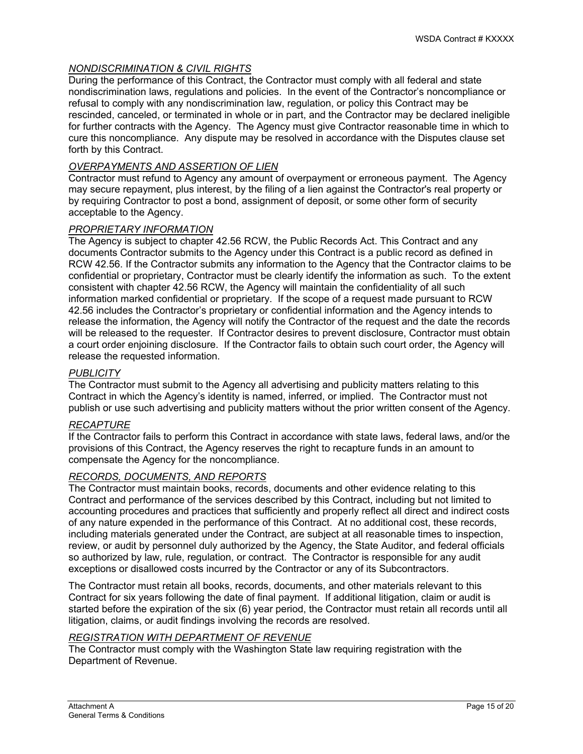*NONDISCRIMINATION & CIVIL RIGHTS*

During the performance of this Contract, the Contractor must comply with all federal and state nondiscrimination laws, regulations and policies. In the event of the Contractor's noncompliance or refusal to comply with any nondiscrimination law, regulation, or policy this Contract may be rescinded, canceled, or terminated in whole or in part, and the Contractor may be declared ineligible for further contracts with the Agency. The Agency must give Contractor reasonable time in which to cure this noncompliance. Any dispute may be resolved in accordance with the Disputes clause set forth by this Contract.

*OVERPAYMENTS AND ASSERTION OF LIEN*

Contractor must refund to Agency any amount of overpayment or erroneous payment. The Agency may secure repayment, plus interest, by the filing of a lien against the Contractor's real property or by requiring Contractor to post a bond, assignment of deposit, or some other form of security acceptable to the Agency.

*PROPRIETARY INFORMATION*

The Agency is subject to chapter 42.56 RCW, the Public Records Act. This Contract and any documents Contractor submits to the Agency under this Contract is a public record as defined in RCW 42.56. If the Contractor submits any information to the Agency that the Contractor claims to be confidential or proprietary, Contractor must be clearly identify the information as such. To the extent consistent with chapter 42.56 RCW, the Agency will maintain the confidentiality of all such information marked confidential or proprietary. If the scope of a request made pursuant to RCW 42.56 includes the Contractor's proprietary or confidential information and the Agency intends to release the information, the Agency will notify the Contractor of the request and the date the records will be released to the requester. If Contractor desires to prevent disclosure, Contractor must obtain a court order enjoining disclosure. If the Contractor fails to obtain such court order, the Agency will release the requested information.

*PUBLICITY*

The Contractor must submit to the Agency all advertising and publicity matters relating to this Contract in which the Agency's identity is named, inferred, or implied. The Contractor must not publish or use such advertising and publicity matters without the prior written consent of the Agency.

*RECAPTURE*

If the Contractor fails to perform this Contract in accordance with state laws, federal laws, and/or the provisions of this Contract, the Agency reserves the right to recapture funds in an amount to compensate the Agency for the noncompliance.

*RECORDS, DOCUMENTS, AND REPORTS*

The Contractor must maintain books, records, documents and other evidence relating to this Contract and performance of the services described by this Contract, including but not limited to accounting procedures and practices that sufficiently and properly reflect all direct and indirect costs of any nature expended in the performance of this Contract. At no additional cost, these records, including materials generated under the Contract, are subject at all reasonable times to inspection, review, or audit by personnel duly authorized by the Agency, the State Auditor, and federal officials so authorized by law, rule, regulation, or contract. The Contractor is responsible for any audit exceptions or disallowed costs incurred by the Contractor or any of its Subcontractors.

The Contractor must retain all books, records, documents, and other materials relevant to this Contract for six years following the date of final payment. If additional litigation, claim or audit is started before the expiration of the six (6) year period, the Contractor must retain all records until all litigation, claims, or audit findings involving the records are resolved.

*REGISTRATION WITH DEPARTMENT OF REVENUE*

The Contractor must comply with the Washington State law requiring registration with the Department of Revenue.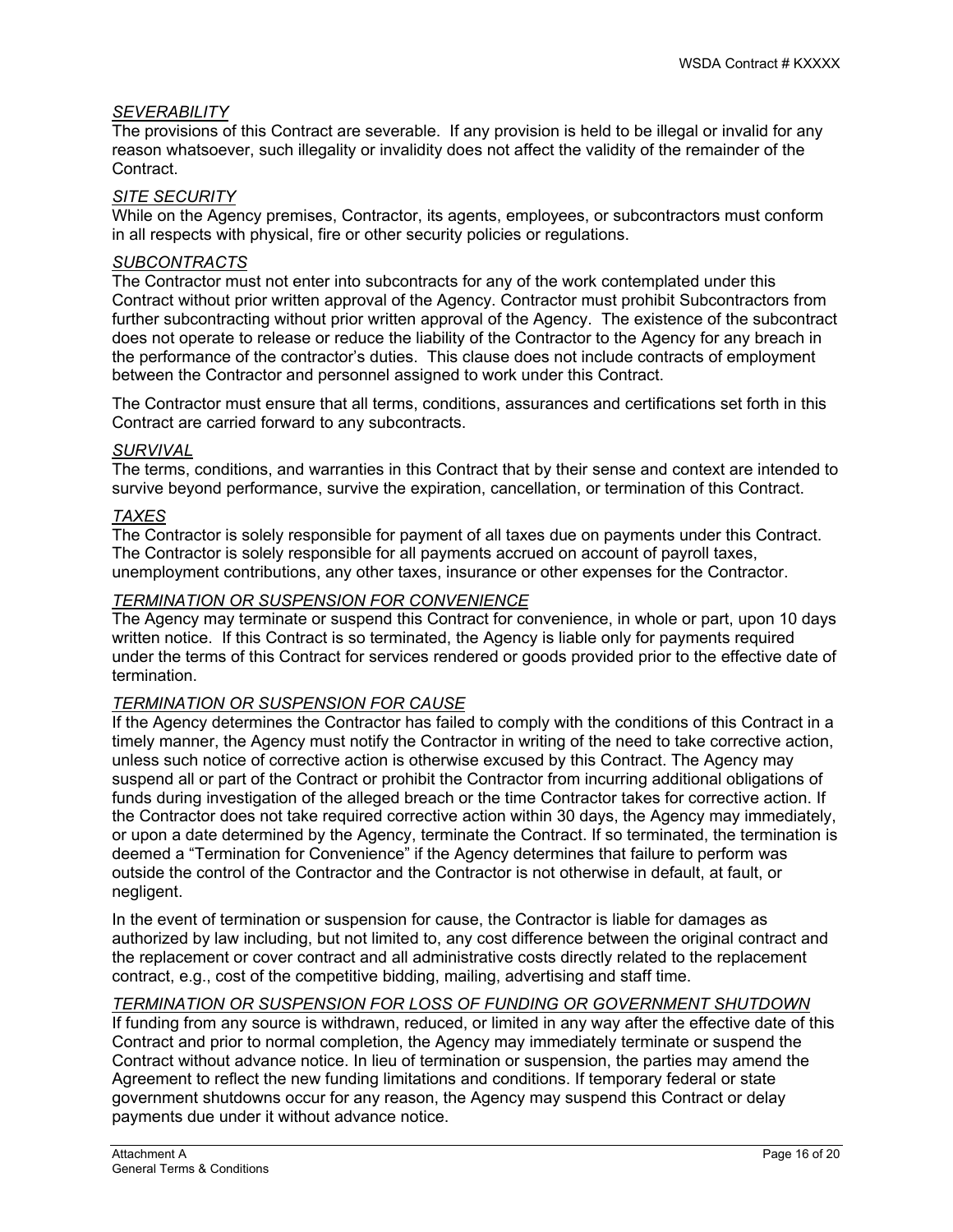*SEVERABILITY*

The provisions of this Contract are severable. If any provision is held to be illegal or invalid for any reason whatsoever, such illegality or invalidity does not affect the validity of the remainder of the Contract.

*SITE SECURITY*

While on the Agency premises, Contractor, its agents, employees, or subcontractors must conform in all respects with physical, fire or other security policies or regulations.

*SUBCONTRACTS*

The Contractor must not enter into subcontracts for any of the work contemplated under this Contract without prior written approval of the Agency. Contractor must prohibit Subcontractors from further subcontracting without prior written approval of the Agency. The existence of the subcontract does not operate to release or reduce the liability of the Contractor to the Agency for any breach in the performance of the contractor's duties. This clause does not include contracts of employment between the Contractor and personnel assigned to work under this Contract.

The Contractor must ensure that all terms, conditions, assurances and certifications set forth in this Contract are carried forward to any subcontracts.

*SURVIVAL*

The terms, conditions, and warranties in this Contract that by their sense and context are intended to survive beyond performance, survive the expiration, cancellation, or termination of this Contract.

*TAXES*

The Contractor is solely responsible for payment of all taxes due on payments under this Contract. The Contractor is solely responsible for all payments accrued on account of payroll taxes, unemployment contributions, any other taxes, insurance or other expenses for the Contractor.

*TERMINATION OR SUSPENSION FOR CONVENIENCE*

The Agency may terminate or suspend this Contract for convenience, in whole or part, upon 10 days written notice. If this Contract is so terminated, the Agency is liable only for payments required under the terms of this Contract for services rendered or goods provided prior to the effective date of termination.

*TERMINATION OR SUSPENSION FOR CAUSE*

If the Agency determines the Contractor has failed to comply with the conditions of this Contract in a timely manner, the Agency must notify the Contractor in writing of the need to take corrective action, unless such notice of corrective action is otherwise excused by this Contract. The Agency may suspend all or part of the Contract or prohibit the Contractor from incurring additional obligations of funds during investigation of the alleged breach or the time Contractor takes for corrective action. If the Contractor does not take required corrective action within 30 days, the Agency may immediately, or upon a date determined by the Agency, terminate the Contract. If so terminated, the termination is deemed a "Termination for Convenience" if the Agency determines that failure to perform was outside the control of the Contractor and the Contractor is not otherwise in default, at fault, or negligent.

In the event of termination or suspension for cause, the Contractor is liable for damages as authorized by law including, but not limited to, any cost difference between the original contract and the replacement or cover contract and all administrative costs directly related to the replacement contract, e.g., cost of the competitive bidding, mailing, advertising and staff time.

*TERMINATION OR SUSPENSION FOR LOSS OF FUNDING OR GOVERNMENT SHUTDOWN*

If funding from any source is withdrawn, reduced, or limited in any way after the effective date of this Contract and prior to normal completion, the Agency may immediately terminate or suspend the Contract without advance notice. In lieu of termination or suspension, the parties may amend the Agreement to reflect the new funding limitations and conditions. If temporary federal or state government shutdowns occur for any reason, the Agency may suspend this Contract or delay payments due under it without advance notice.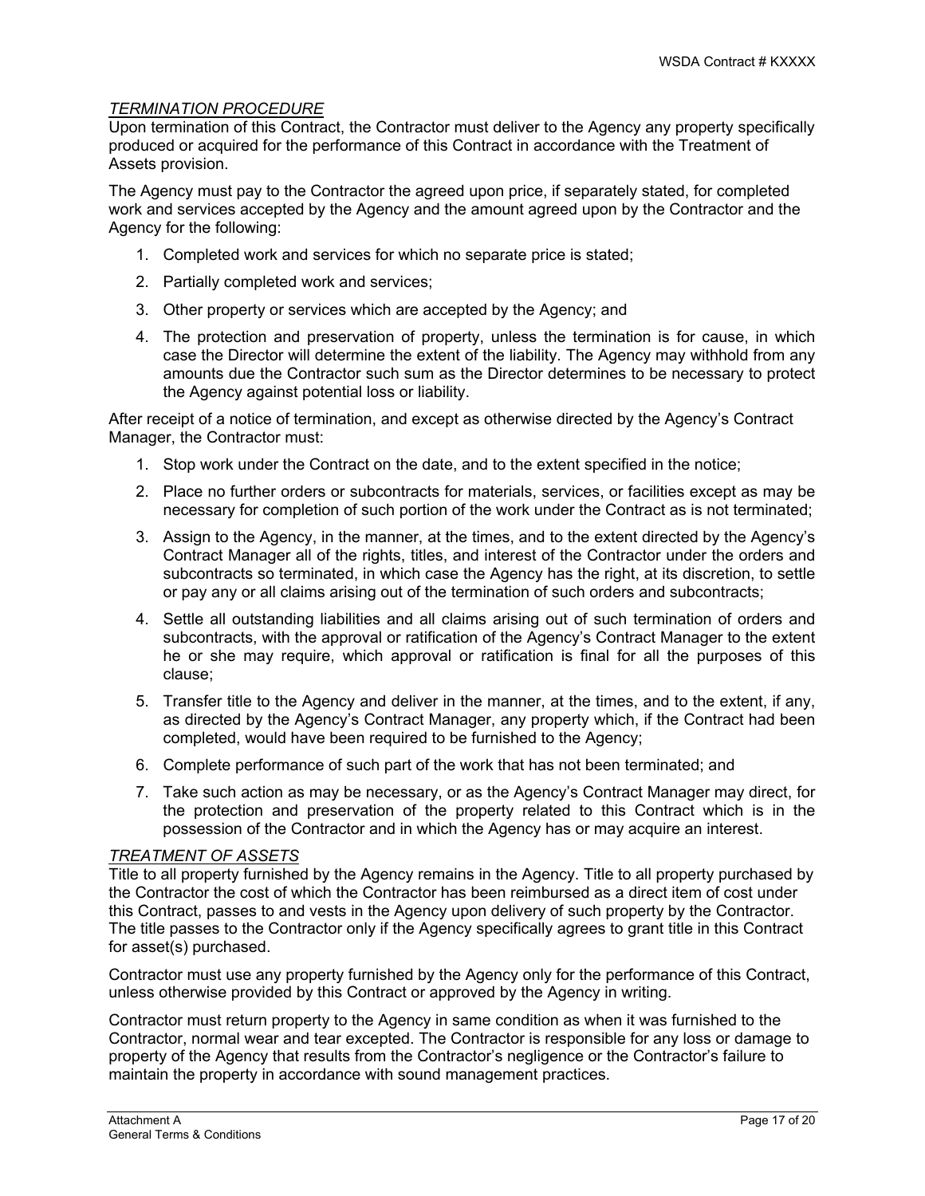*TERMINATION PROCEDURE*

Upon termination of this Contract, the Contractor must deliver to the Agency any property specifically produced or acquired for the performance of this Contract in accordance with the Treatment of Assets provision.

The Agency must pay to the Contractor the agreed upon price, if separately stated, for completed work and services accepted by the Agency and the amount agreed upon by the Contractor and the Agency for the following:

1. Completed work and services for which no separate price is stated;
2. Partially completed work and services;
3. Other property or services which are accepted by the Agency; and
4. The protection and preservation of property, unless the termination is for cause, in which case the Director will determine the extent of the liability. The Agency may withhold from any amounts due the Contractor such sum as the Director determines to be necessary to protect the Agency against potential loss or liability.

After receipt of a notice of termination, and except as otherwise directed by the Agency's Contract Manager, the Contractor must:

1. Stop work under the Contract on the date, and to the extent specified in the notice;
2. Place no further orders or subcontracts for materials, services, or facilities except as may be necessary for completion of such portion of the work under the Contract as is not terminated;
3. Assign to the Agency, in the manner, at the times, and to the extent directed by the Agency's Contract Manager all of the rights, titles, and interest of the Contractor under the orders and subcontracts so terminated, in which case the Agency has the right, at its discretion, to settle or pay any or all claims arising out of the termination of such orders and subcontracts;
4. Settle all outstanding liabilities and all claims arising out of such termination of orders and subcontracts, with the approval or ratification of the Agency's Contract Manager to the extent he or she may require, which approval or ratification is final for all the purposes of this clause;
5. Transfer title to the Agency and deliver in the manner, at the times, and to the extent, if any, as directed by the Agency's Contract Manager, any property which, if the Contract had been completed, would have been required to be furnished to the Agency;
6. Complete performance of such part of the work that has not been terminated; and
7. Take such action as may be necessary, or as the Agency's Contract Manager may direct, for the protection and preservation of the property related to this Contract which is in the possession of the Contractor and in which the Agency has or may acquire an interest.

*TREATMENT OF ASSETS*

Title to all property furnished by the Agency remains in the Agency. Title to all property purchased by the Contractor the cost of which the Contractor has been reimbursed as a direct item of cost under this Contract, passes to and vests in the Agency upon delivery of such property by the Contractor. The title passes to the Contractor only if the Agency specifically agrees to grant title in this Contract for asset(s) purchased.

Contractor must use any property furnished by the Agency only for the performance of this Contract, unless otherwise provided by this Contract or approved by the Agency in writing.

Contractor must return property to the Agency in same condition as when it was furnished to the Contractor, normal wear and tear excepted. The Contractor is responsible for any loss or damage to property of the Agency that results from the Contractor's negligence or the Contractor's failure to maintain the property in accordance with sound management practices.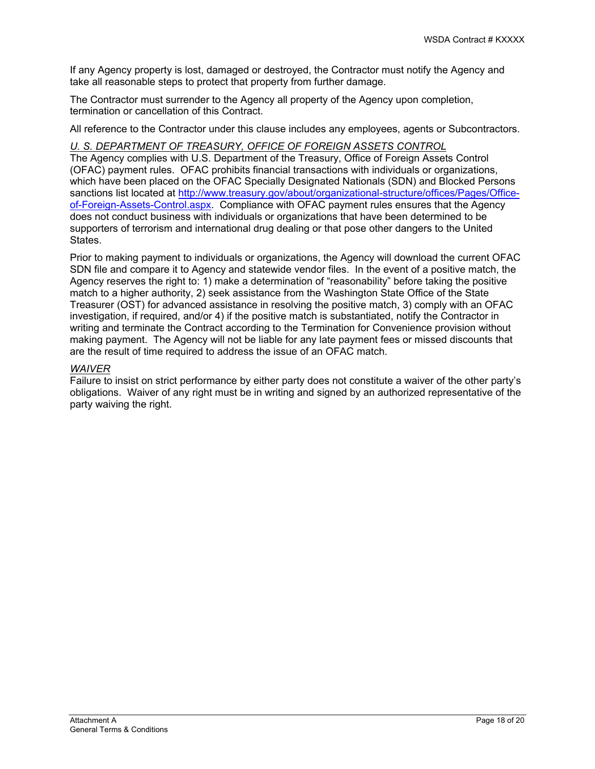If any Agency property is lost, damaged or destroyed, the Contractor must notify the Agency and take all reasonable steps to protect that property from further damage.

The Contractor must surrender to the Agency all property of the Agency upon completion, termination or cancellation of this Contract.

All reference to the Contractor under this clause includes any employees, agents or Subcontractors.

*U. S. DEPARTMENT OF TREASURY, OFFICE OF FOREIGN ASSETS CONTROL*

The Agency complies with U.S. Department of the Treasury, Office of Foreign Assets Control (OFAC) payment rules. OFAC prohibits financial transactions with individuals or organizations, which have been placed on the OFAC Specially Designated Nationals (SDN) and Blocked Persons sanctions list located at [http://www.treasury.gov/about/organizational-structure/offices/Pages/Office-of-Foreign-Assets-Control.aspx](http://www.treasury.gov/about/organizational-structure/offices/Pages/Office-of-Foreign-Assets-Control.aspx). Compliance with OFAC payment rules ensures that the Agency does not conduct business with individuals or organizations that have been determined to be supporters of terrorism and international drug dealing or that pose other dangers to the United States.

Prior to making payment to individuals or organizations, the Agency will download the current OFAC SDN file and compare it to Agency and statewide vendor files. In the event of a positive match, the Agency reserves the right to: 1) make a determination of "reasonability" before taking the positive match to a higher authority, 2) seek assistance from the Washington State Office of the State Treasurer (OST) for advanced assistance in resolving the positive match, 3) comply with an OFAC investigation, if required, and/or 4) if the positive match is substantiated, notify the Contractor in writing and terminate the Contract according to the Termination for Convenience provision without making payment. The Agency will not be liable for any late payment fees or missed discounts that are the result of time required to address the issue of an OFAC match.

*WAIVER*

Failure to insist on strict performance by either party does not constitute a waiver of the other party's obligations. Waiver of any right must be in writing and signed by an authorized representative of the party waiving the right.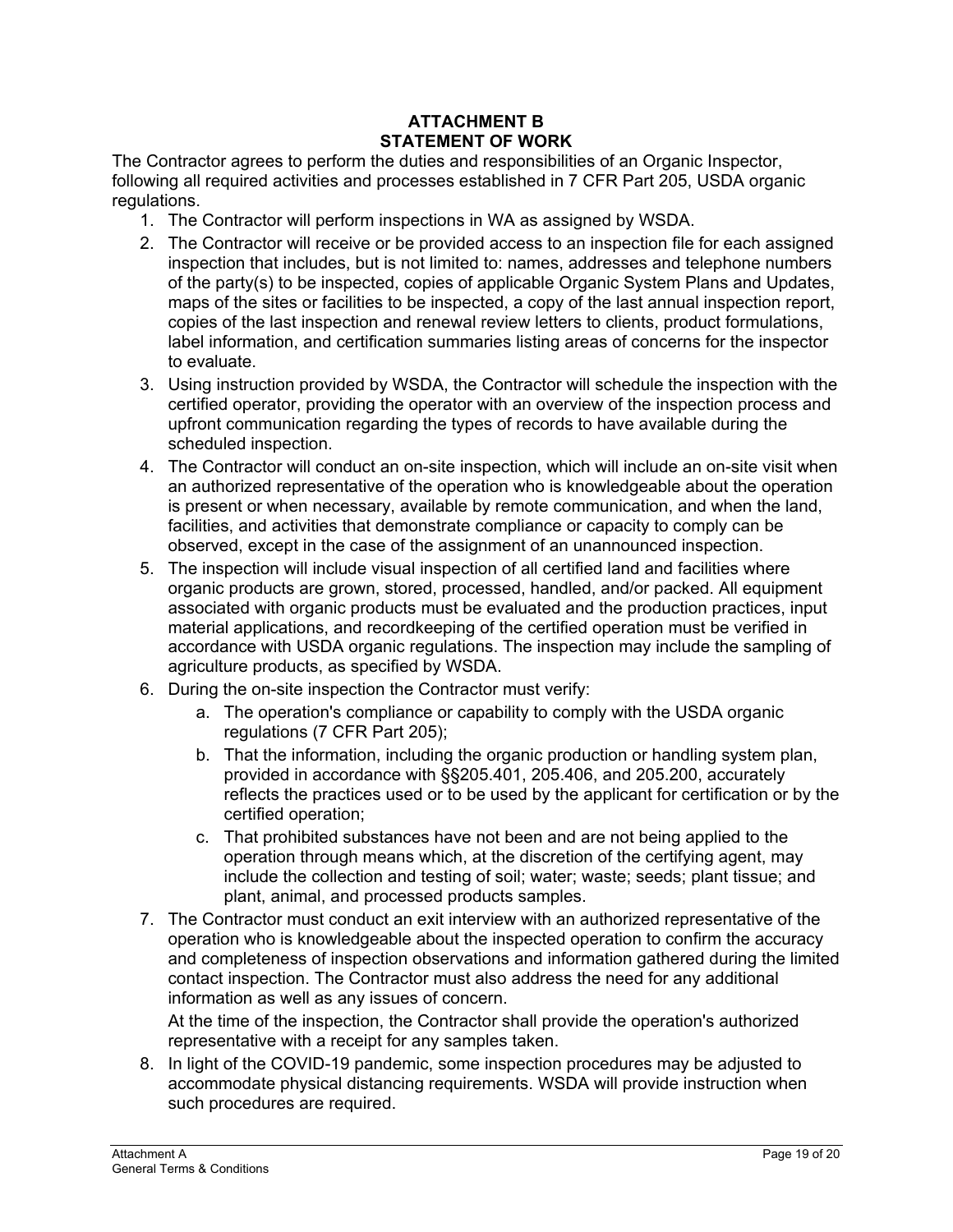# ATTACHMENT B
# STATEMENT OF WORK

The Contractor agrees to perform the duties and responsibilities of an Organic Inspector, following all required activities and processes established in 7 CFR Part 205, USDA organic regulations.

1. The Contractor will perform inspections in WA as assigned by WSDA.
2. The Contractor will receive or be provided access to an inspection file for each assigned inspection that includes, but is not limited to: names, addresses and telephone numbers of the party(s) to be inspected, copies of applicable Organic System Plans and Updates, maps of the sites or facilities to be inspected, a copy of the last annual inspection report, copies of the last inspection and renewal review letters to clients, product formulations, label information, and certification summaries listing areas of concerns for the inspector to evaluate.
3. Using instruction provided by WSDA, the Contractor will schedule the inspection with the certified operator, providing the operator with an overview of the inspection process and upfront communication regarding the types of records to have available during the scheduled inspection.
4. The Contractor will conduct an on-site inspection, which will include an on-site visit when an authorized representative of the operation who is knowledgeable about the operation is present or when necessary, available by remote communication, and when the land, facilities, and activities that demonstrate compliance or capacity to comply can be observed, except in the case of the assignment of an unannounced inspection.
5. The inspection will include visual inspection of all certified land and facilities where organic products are grown, stored, processed, handled, and/or packed. All equipment associated with organic products must be evaluated and the production practices, input material applications, and recordkeeping of the certified operation must be verified in accordance with USDA organic regulations. The inspection may include the sampling of agriculture products, as specified by WSDA.
6. During the on-site inspection the Contractor must verify:
   a. The operation's compliance or capability to comply with the USDA organic regulations (7 CFR Part 205);
   b. That the information, including the organic production or handling system plan, provided in accordance with §§205.401, 205.406, and 205.200, accurately reflects the practices used or to be used by the applicant for certification or by the certified operation;
   c. That prohibited substances have not been and are not being applied to the operation through means which, at the discretion of the certifying agent, may include the collection and testing of soil; water; waste; seeds; plant tissue; and plant, animal, and processed products samples.
7. The Contractor must conduct an exit interview with an authorized representative of the operation who is knowledgeable about the inspected operation to confirm the accuracy and completeness of inspection observations and information gathered during the limited contact inspection. The Contractor must also address the need for any additional information as well as any issues of concern.

   At the time of the inspection, the Contractor shall provide the operation's authorized representative with a receipt for any samples taken.
8. In light of the COVID-19 pandemic, some inspection procedures may be adjusted to accommodate physical distancing requirements. WSDA will provide instruction when such procedures are required.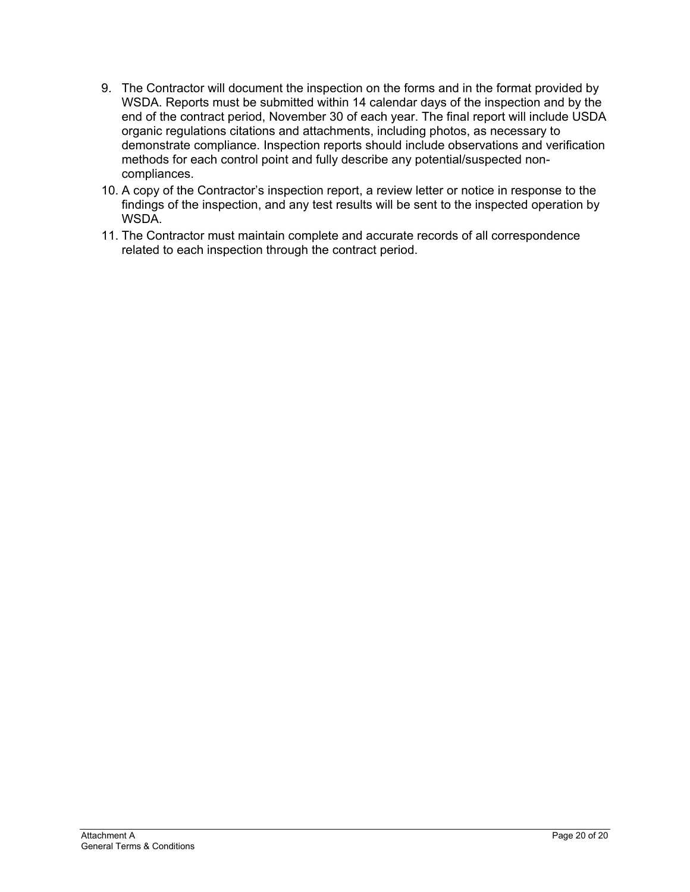9. The Contractor will document the inspection on the forms and in the format provided by WSDA. Reports must be submitted within 14 calendar days of the inspection and by the end of the contract period, November 30 of each year. The final report will include USDA organic regulations citations and attachments, including photos, as necessary to demonstrate compliance. Inspection reports should include observations and verification methods for each control point and fully describe any potential/suspected non-compliances.
10. A copy of the Contractor's inspection report, a review letter or notice in response to the findings of the inspection, and any test results will be sent to the inspected operation by WSDA.
11. The Contractor must maintain complete and accurate records of all correspondence related to each inspection through the contract period.